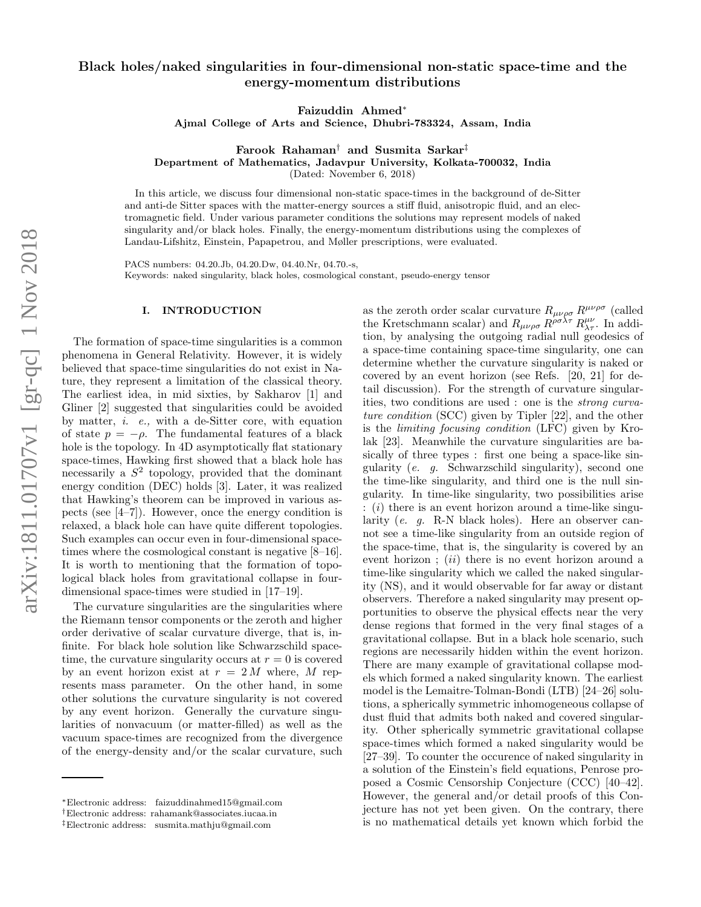# Black holes/naked singularities in four-dimensional non-static space-time and the energy-momentum distributions

**Faizuddin Ahmed***
**Ajmal College of Arts and Science, Dhubri-783324, Assam, India**

**Farook Rahaman† and Susmita Sarkar‡**
**Department of Mathematics, Jadavpur University, Kolkata-700032, India**
(Dated: November 6, 2018)

In this article, we discuss four dimensional non-static space-times in the background of de-Sitter and anti-de Sitter spaces with the matter-energy sources a stiff fluid, anisotropic fluid, and an electromagnetic field. Under various parameter conditions the solutions may represent models of naked singularity and/or black holes. Finally, the energy-momentum distributions using the complexes of Landau-Lifshitz, Einstein, Papapetrou, and Møller prescriptions, were evaluated.

PACS numbers: 04.20.Jb, 04.20.Dw, 04.40.Nr, 04.70.-s,
Keywords: naked singularity, black holes, cosmological constant, pseudo-energy tensor

## I. INTRODUCTION

The formation of space-time singularities is a common phenomena in General Relativity. However, it is widely believed that space-time singularities do not exist in Nature, they represent a limitation of the classical theory. The earliest idea, in mid sixties, by Sakharov [1] and Gliner [2] suggested that singularities could be avoided by matter, *i. e.,* with a de-Sitter core, with equation of state $p = -\rho$. The fundamental features of a black hole is the topology. In 4D asymptotically flat stationary space-times, Hawking first showed that a black hole has necessarily a $S^2$ topology, provided that the dominant energy condition (DEC) holds [3]. Later, it was realized that Hawking's theorem can be improved in various aspects (see [4–7]). However, once the energy condition is relaxed, a black hole can have quite different topologies. Such examples can occur even in four-dimensional space-times where the cosmological constant is negative [8–16]. It is worth to mentioning that the formation of topological black holes from gravitational collapse in four-dimensional space-times were studied in [17–19].

The curvature singularities are the singularities where the Riemann tensor components or the zeroth and higher order derivative of scalar curvature diverge, that is, infinite. For black hole solution like Schwarzschild space-time, the curvature singularity occurs at $r = 0$ is covered by an event horizon exist at $r = 2\,M$ where, $M$ represents mass parameter. On the other hand, in some other solutions the curvature singularity is not covered by any event horizon. Generally the curvature singularities of nonvacuum (or matter-filled) as well as the vacuum space-times are recognized from the divergence of the energy-density and/or the scalar curvature, such as the zeroth order scalar curvature $R_{\mu\nu\rho\sigma}\, R^{\mu\nu\rho\sigma}$ (called the Kretschmann scalar) and $R_{\mu\nu\rho\sigma}\, R^{\rho\sigma\lambda\tau}\, R^{\mu\nu}_{\lambda\tau}$. In addition, by analysing the outgoing radial null geodesics of a space-time containing space-time singularity, one can determine whether the curvature singularity is naked or covered by an event horizon (see Refs. [20, 21] for detail discussion). For the strength of curvature singularities, two conditions are used : one is the *strong curvature condition* (SCC) given by Tipler [22], and the other is the *limiting focusing condition* (LFC) given by Krolak [23]. Meanwhile the curvature singularities are basically of three types : first one being a space-like singularity (*e. g.* Schwarzschild singularity), second one the time-like singularity, and third one is the null singularity. In time-like singularity, two possibilities arise : (*i*) there is an event horizon around a time-like singularity (*e. g.* R-N black holes). Here an observer cannot see a time-like singularity from an outside region of the space-time, that is, the singularity is covered by an event horizon ; (*ii*) there is no event horizon around a time-like singularity which we called the naked singularity (NS), and it would observable for far away or distant observers. Therefore a naked singularity may present opportunities to observe the physical effects near the very dense regions that formed in the very final stages of a gravitational collapse. But in a black hole scenario, such regions are necessarily hidden within the event horizon. There are many example of gravitational collapse models which formed a naked singularity known. The earliest model is the Lemaitre-Tolman-Bondi (LTB) [24–26] solutions, a spherically symmetric inhomogeneous collapse of dust fluid that admits both naked and covered singularity. Other spherically symmetric gravitational collapse space-times which formed a naked singularity would be [27–39]. To counter the occurence of naked singularity in a solution of the Einstein's field equations, Penrose proposed a Cosmic Censorship Conjecture (CCC) [40–42]. However, the general and/or detail proofs of this Conjecture has not yet been given. On the contrary, there is no mathematical details yet known which forbid the

*Electronic address: faizuddinahmed15@gmail.com
†Electronic address: rahamank@associates.iucaa.in
‡Electronic address: susmita.mathju@gmail.com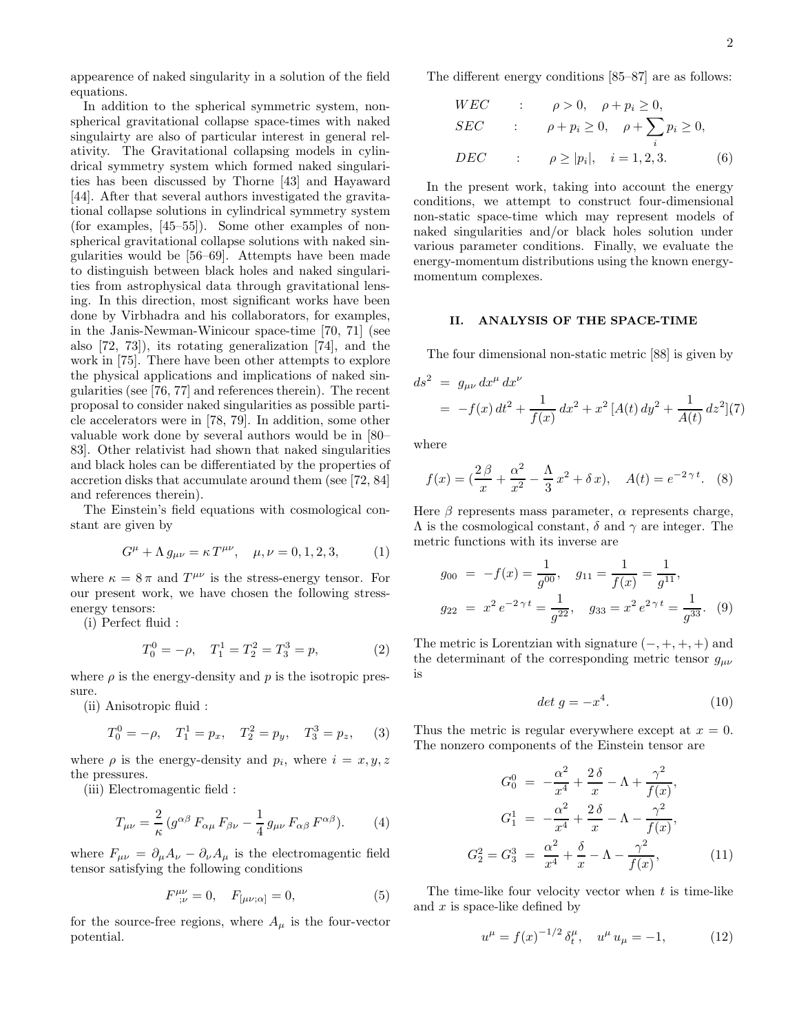appearence of naked singularity in a solution of the field equations.

In addition to the spherical symmetric system, non-spherical gravitational collapse space-times with naked singulairty are also of particular interest in general relativity. The Gravitational collapsing models in cylindrical symmetry system which formed naked singularities has been discussed by Thorne [43] and Hayaward [44]. After that several authors investigated the gravitational collapse solutions in cylindrical symmetry system (for examples, [45–55]). Some other examples of non-spherical gravitational collapse solutions with naked singularities would be [56–69]. Attempts have been made to distinguish between black holes and naked singularities from astrophysical data through gravitational lensing. In this direction, most significant works have been done by Virbhadra and his collaborators, for examples, in the Janis-Newman-Winicour space-time [70, 71] (see also [72, 73]), its rotating generalization [74], and the work in [75]. There have been other attempts to explore the physical applications and implications of naked singularities (see [76, 77] and references therein). The recent proposal to consider naked singularities as possible particle accelerators were in [78, 79]. In addition, some other valuable work done by several authors would be in [80–83]. Other relativist had shown that naked singularities and black holes can be differentiated by the properties of accretion disks that accumulate around them (see [72, 84] and references therein).

The Einstein's field equations with cosmological constant are given by

$$G^{\mu} + \Lambda\, g_{\mu\nu} = \kappa\, T^{\mu\nu}, \quad \mu,\nu = 0,1,2,3, \tag{1}$$

where $\kappa = 8\,\pi$ and $T^{\mu\nu}$ is the stress-energy tensor. For our present work, we have chosen the following stress-energy tensors:

(i) Perfect fluid :

$$T^0_0 = -\rho, \quad T^1_1 = T^2_2 = T^3_3 = p, \tag{2}$$

where $\rho$ is the energy-density and $p$ is the isotropic pressure.

(ii) Anisotropic fluid :

$$T^0_0 = -\rho, \quad T^1_1 = p_x, \quad T^2_2 = p_y, \quad T^3_3 = p_z, \tag{3}$$

where $\rho$ is the energy-density and $p_i$, where $i = x, y, z$ the pressures.

(iii) Electromagentic field :

$$T_{\mu\nu} = \frac{2}{\kappa}\,(g^{\alpha\beta}\,F_{\alpha\mu}\,F_{\beta\nu} - \frac{1}{4}\,g_{\mu\nu}\,F_{\alpha\beta}\,F^{\alpha\beta}). \tag{4}$$

where $F_{\mu\nu} = \partial_{\mu}A_{\nu} - \partial_{\nu}A_{\mu}$ is the electromagentic field tensor satisfying the following conditions

$$F^{\mu\nu}_{\;;\nu} = 0, \quad F_{[\mu\nu;\alpha]} = 0, \tag{5}$$

for the source-free regions, where $A_{\mu}$ is the four-vector potential.

The different energy conditions [85–87] are as follows:

$$\begin{aligned}
WEC \quad &: \quad \rho > 0, \quad \rho + p_i \geq 0,\\
SEC \quad &: \quad \rho + p_i \geq 0, \quad \rho + \sum_i p_i \geq 0,\\
DEC \quad &: \quad \rho \geq |p_i|, \quad i = 1,2,3.
\end{aligned} \tag{6}$$

In the present work, taking into account the energy conditions, we attempt to construct four-dimensional non-static space-time which may represent models of naked singularities and/or black holes solution under various parameter conditions. Finally, we evaluate the energy-momentum distributions using the known energy-momentum complexes.

## II. ANALYSIS OF THE SPACE-TIME

The four dimensional non-static metric [88] is given by

$$\begin{aligned}
ds^2 &= g_{\mu\nu}\,dx^{\mu}\,dx^{\nu}\\
&= -f(x)\,dt^2 + \frac{1}{f(x)}\,dx^2 + x^2\,[A(t)\,dy^2 + \frac{1}{A(t)}\,dz^2]
\end{aligned} \tag{7}$$

where

$$f(x) = (\frac{2\,\beta}{x} + \frac{\alpha^2}{x^2} - \frac{\Lambda}{3}\,x^2 + \delta\,x), \quad A(t) = e^{-2\,\gamma\,t}. \tag{8}$$

Here $\beta$ represents mass parameter, $\alpha$ represents charge, $\Lambda$ is the cosmological constant, $\delta$ and $\gamma$ are integer. The metric functions with its inverse are

$$\begin{aligned}
g_{00} &= -f(x) = \frac{1}{g^{00}}, \quad g_{11} = \frac{1}{f(x)} = \frac{1}{g^{11}},\\
g_{22} &= x^2\,e^{-2\,\gamma\,t} = \frac{1}{g^{22}}, \quad g_{33} = x^2\,e^{2\,\gamma\,t} = \frac{1}{g^{33}}.
\end{aligned} \tag{9}$$

The metric is Lorentzian with signature $(-,+,+,+)$ and the determinant of the corresponding metric tensor $g_{\mu\nu}$ is

$$det\; g = -x^4. \tag{10}$$

Thus the metric is regular everywhere except at $x = 0$. The nonzero components of the Einstein tensor are

$$\begin{aligned}
G^0_0 &= -\frac{\alpha^2}{x^4} + \frac{2\,\delta}{x} - \Lambda + \frac{\gamma^2}{f(x)},\\
G^1_1 &= -\frac{\alpha^2}{x^4} + \frac{2\,\delta}{x} - \Lambda - \frac{\gamma^2}{f(x)},\\
G^2_2 = G^3_3 &= \frac{\alpha^2}{x^4} + \frac{\delta}{x} - \Lambda - \frac{\gamma^2}{f(x)},
\end{aligned} \tag{11}$$

The time-like four velocity vector when $t$ is time-like and $x$ is space-like defined by

$$u^{\mu} = f(x)^{-1/2}\,\delta^{\mu}_t, \quad u^{\mu}\,u_{\mu} = -1, \tag{12}$$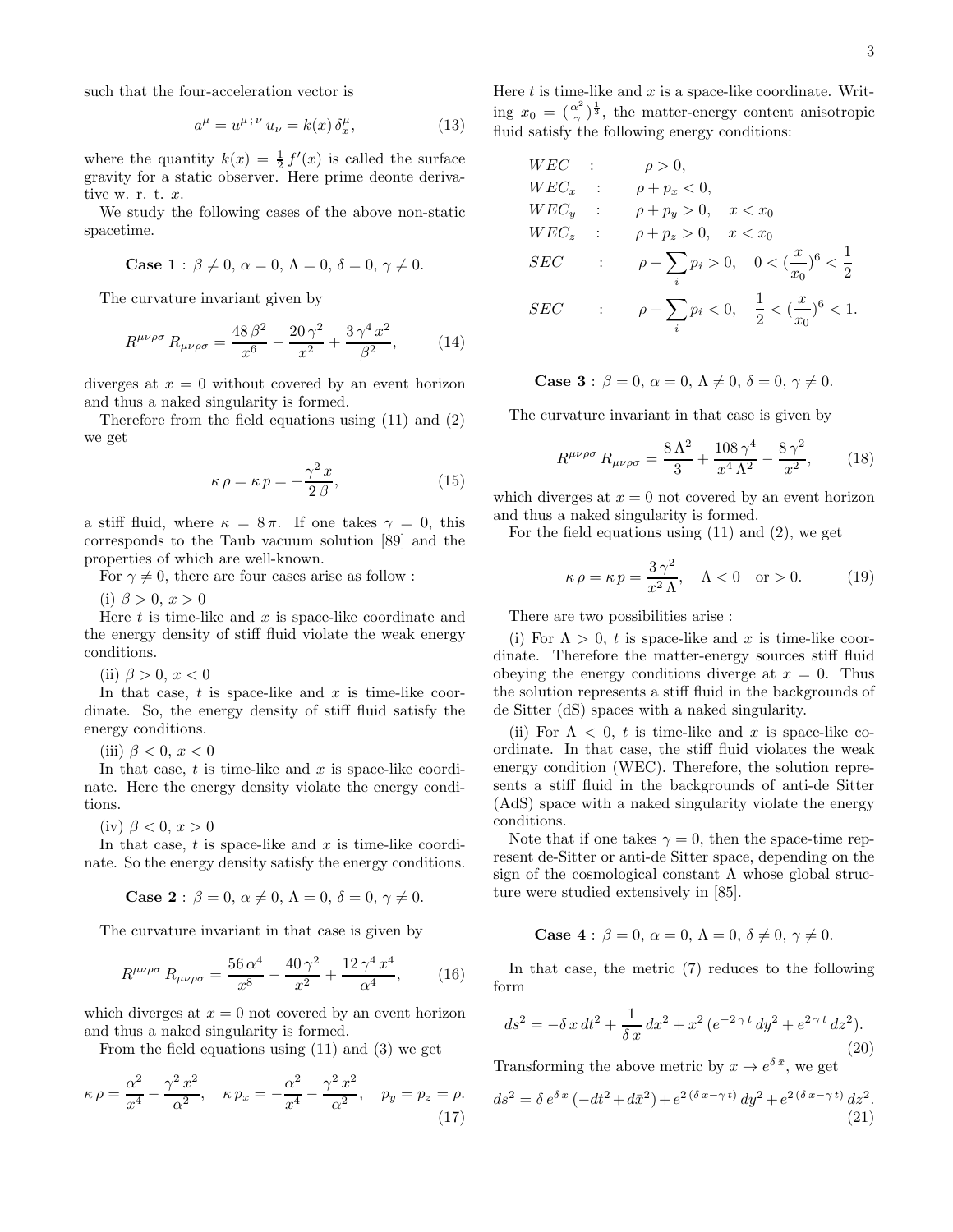such that the four-acceleration vector is

$$a^{\mu} = u^{\mu\,;\,\nu}\,u_{\nu} = k(x)\,\delta^{\mu}_{x}, \tag{13}$$

where the quantity $k(x) = \frac{1}{2}\,f'(x)$ is called the surface gravity for a static observer. Here prime deonte derivative w. r. t. $x$.

We study the following cases of the above non-static spacetime.

$$\textbf{Case 1}:\ \beta \neq 0,\ \alpha = 0,\ \Lambda = 0,\ \delta = 0,\ \gamma \neq 0.$$

The curvature invariant given by

$$R^{\mu\nu\rho\sigma}\,R_{\mu\nu\rho\sigma} = \frac{48\,\beta^2}{x^6} - \frac{20\,\gamma^2}{x^2} + \frac{3\,\gamma^4\,x^2}{\beta^2}, \tag{14}$$

diverges at $x = 0$ without covered by an event horizon and thus a naked singularity is formed.

Therefore from the field equations using (11) and (2) we get

$$\kappa\,\rho = \kappa\,p = -\frac{\gamma^2\,x}{2\,\beta}, \tag{15}$$

a stiff fluid, where $\kappa = 8\,\pi$. If one takes $\gamma = 0$, this corresponds to the Taub vacuum solution [89] and the properties of which are well-known.

For $\gamma \neq 0$, there are four cases arise as follow :

(i) $\beta > 0$, $x > 0$

Here $t$ is time-like and $x$ is space-like coordinate and the energy density of stiff fluid violate the weak energy conditions.

(ii) $\beta > 0$, $x < 0$

In that case, $t$ is space-like and $x$ is time-like coordinate. So, the energy density of stiff fluid satisfy the energy conditions.

(iii) $\beta < 0$, $x < 0$

In that case, $t$ is time-like and $x$ is space-like coordinate. Here the energy density violate the energy conditions.

(iv) $\beta < 0$, $x > 0$

In that case, $t$ is space-like and $x$ is time-like coordinate. So the energy density satisfy the energy conditions.

$$\textbf{Case 2}:\ \beta = 0,\ \alpha \neq 0,\ \Lambda = 0,\ \delta = 0,\ \gamma \neq 0.$$

The curvature invariant in that case is given by

$$R^{\mu\nu\rho\sigma}\,R_{\mu\nu\rho\sigma} = \frac{56\,\alpha^4}{x^8} - \frac{40\,\gamma^2}{x^2} + \frac{12\,\gamma^4\,x^4}{\alpha^4}, \tag{16}$$

which diverges at $x = 0$ not covered by an event horizon and thus a naked singularity is formed.

From the field equations using (11) and (3) we get

$$\kappa\,\rho = \frac{\alpha^2}{x^4} - \frac{\gamma^2\,x^2}{\alpha^2}, \quad \kappa\,p_x = -\frac{\alpha^2}{x^4} - \frac{\gamma^2\,x^2}{\alpha^2}, \quad p_y = p_z = \rho. \tag{17}$$

Here $t$ is time-like and $x$ is a space-like coordinate. Writing $x_0 = (\frac{\alpha^2}{\gamma})^{\frac{1}{3}}$, the matter-energy content anisotropic fluid satisfy the following energy conditions:

$$\begin{aligned}
&WEC &:& \quad \rho > 0,\\
&WEC_x &:& \quad \rho + p_x < 0,\\
&WEC_y &:& \quad \rho + p_y > 0, \quad x < x_0\\
&WEC_z &:& \quad \rho + p_z > 0, \quad x < x_0\\
&SEC &:& \quad \rho + \sum_i p_i > 0, \quad 0 < (\frac{x}{x_0})^6 < \frac{1}{2}\\
&SEC &:& \quad \rho + \sum_i p_i < 0, \quad \frac{1}{2} < (\frac{x}{x_0})^6 < 1.
\end{aligned}$$

$$\textbf{Case 3}:\ \beta = 0,\ \alpha = 0,\ \Lambda \neq 0,\ \delta = 0,\ \gamma \neq 0.$$

The curvature invariant in that case is given by

$$R^{\mu\nu\rho\sigma}\,R_{\mu\nu\rho\sigma} = \frac{8\,\Lambda^2}{3} + \frac{108\,\gamma^4}{x^4\,\Lambda^2} - \frac{8\,\gamma^2}{x^2}, \tag{18}$$

which diverges at $x = 0$ not covered by an event horizon and thus a naked singularity is formed.

For the field equations using (11) and (2), we get

$$\kappa\,\rho = \kappa\,p = \frac{3\,\gamma^2}{x^2\,\Lambda}, \quad \Lambda < 0 \quad \text{or} > 0. \tag{19}$$

There are two possibilities arise :

(i) For $\Lambda > 0$, $t$ is space-like and $x$ is time-like coordinate. Therefore the matter-energy sources stiff fluid obeying the energy conditions diverge at $x = 0$. Thus the solution represents a stiff fluid in the backgrounds of de Sitter (dS) spaces with a naked singularity.

(ii) For $\Lambda < 0$, $t$ is time-like and $x$ is space-like coordinate. In that case, the stiff fluid violates the weak energy condition (WEC). Therefore, the solution represents a stiff fluid in the backgrounds of anti-de Sitter (AdS) space with a naked singularity violate the energy conditions.

Note that if one takes $\gamma = 0$, then the space-time represent de-Sitter or anti-de Sitter space, depending on the sign of the cosmological constant $\Lambda$ whose global structure were studied extensively in [85].

$$\textbf{Case 4}:\ \beta = 0,\ \alpha = 0,\ \Lambda = 0,\ \delta \neq 0,\ \gamma \neq 0.$$

In that case, the metric (7) reduces to the following form

$$ds^2 = -\delta\,x\,dt^2 + \frac{1}{\delta\,x}\,dx^2 + x^2\,(e^{-2\,\gamma\,t}\,dy^2 + e^{2\,\gamma\,t}\,dz^2). \tag{20}$$

Transforming the above metric by $x \rightarrow e^{\delta\,\bar{x}}$, we get

$$ds^2 = \delta\,e^{\delta\,\bar{x}}\,(-dt^2 + d\bar{x}^2) + e^{2\,(\delta\,\bar{x} - \gamma\,t)}\,dy^2 + e^{2\,(\delta\,\bar{x} - \gamma\,t)}\,dz^2. \tag{21}$$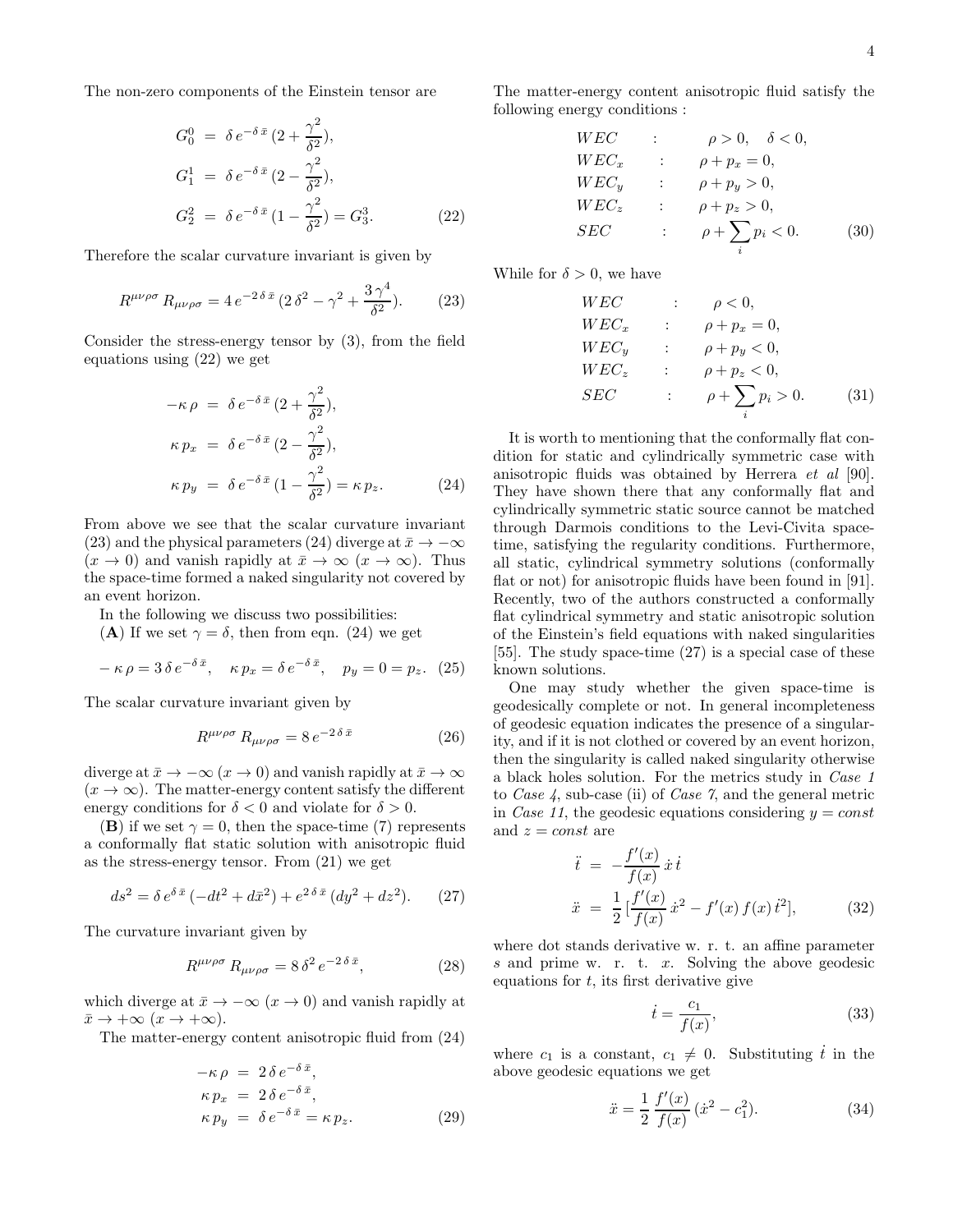The non-zero components of the Einstein tensor are

$$
\begin{aligned}
G^0_0 &= \delta\, e^{-\delta\,\bar{x}}\,(2+\frac{\gamma^2}{\delta^2}),\\
G^1_1 &= \delta\, e^{-\delta\,\bar{x}}\,(2-\frac{\gamma^2}{\delta^2}),\\
G^2_2 &= \delta\, e^{-\delta\,\bar{x}}\,(1-\frac{\gamma^2}{\delta^2}) = G^3_3.
\end{aligned}
\tag{22}
$$

Therefore the scalar curvature invariant is given by

$$
R^{\mu\nu\rho\sigma}\,R_{\mu\nu\rho\sigma} = 4\,e^{-2\,\delta\,\bar{x}}\,(2\,\delta^2-\gamma^2+\frac{3\,\gamma^4}{\delta^2}). \tag{23}
$$

Consider the stress-energy tensor by (3), from the field equations using (22) we get

$$
\begin{aligned}
-\kappa\,\rho &= \delta\, e^{-\delta\,\bar{x}}\,(2+\frac{\gamma^2}{\delta^2}),\\
\kappa\,p_x &= \delta\, e^{-\delta\,\bar{x}}\,(2-\frac{\gamma^2}{\delta^2}),\\
\kappa\,p_y &= \delta\, e^{-\delta\,\bar{x}}\,(1-\frac{\gamma^2}{\delta^2}) = \kappa\,p_z.
\end{aligned}
\tag{24}
$$

From above we see that the scalar curvature invariant (23) and the physical parameters (24) diverge at $\bar{x}\to-\infty$ $(x\to 0)$ and vanish rapidly at $\bar{x}\to\infty$ $(x\to\infty)$. Thus the space-time formed a naked singularity not covered by an event horizon.

In the following we discuss two possibilities:

(**A**) If we set $\gamma=\delta$, then from eqn. (24) we get

$$
-\,\kappa\,\rho = 3\,\delta\,e^{-\delta\,\bar{x}},\quad \kappa\,p_x = \delta\,e^{-\delta\,\bar{x}},\quad p_y = 0 = p_z. \tag{25}
$$

The scalar curvature invariant given by

$$
R^{\mu\nu\rho\sigma}\,R_{\mu\nu\rho\sigma} = 8\,e^{-2\,\delta\,\bar{x}} \tag{26}
$$

diverge at $\bar{x}\to-\infty$ $(x\to 0)$ and vanish rapidly at $\bar{x}\to\infty$ $(x\to\infty)$. The matter-energy content satisfy the different energy conditions for $\delta<0$ and violate for $\delta>0$.

(**B**) if we set $\gamma=0$, then the space-time (7) represents a conformally flat static solution with anisotropic fluid as the stress-energy tensor. From (21) we get

$$
ds^2 = \delta\,e^{\delta\,\bar{x}}\,(-dt^2+d\bar{x}^2)+e^{2\,\delta\,\bar{x}}\,(dy^2+dz^2). \tag{27}
$$

The curvature invariant given by

$$
R^{\mu\nu\rho\sigma}\,R_{\mu\nu\rho\sigma} = 8\,\delta^2\,e^{-2\,\delta\,\bar{x}}, \tag{28}
$$

which diverge at $\bar{x}\to-\infty$ $(x\to 0)$ and vanish rapidly at $\bar{x}\to+\infty$ $(x\to+\infty)$.

The matter-energy content anisotropic fluid from (24)

$$
\begin{aligned}
-\kappa\,\rho &= 2\,\delta\,e^{-\delta\,\bar{x}},\\
\kappa\,p_x &= 2\,\delta\,e^{-\delta\,\bar{x}},\\
\kappa\,p_y &= \delta\,e^{-\delta\,\bar{x}} = \kappa\,p_z.
\end{aligned}
\tag{29}
$$

The matter-energy content anisotropic fluid satisfy the following energy conditions :

$$
\begin{aligned}
&WEC &&: \quad \rho>0,\quad \delta<0,\\
&WEC_x &&: \quad \rho+p_x=0,\\
&WEC_y &&: \quad \rho+p_y>0,\\
&WEC_z &&: \quad \rho+p_z>0,\\
&SEC &&: \quad \rho+\sum_i p_i<0.
\end{aligned}
\tag{30}
$$

While for $\delta>0$, we have

$$
\begin{aligned}
&WEC &&: \quad \rho<0,\\
&WEC_x &&: \quad \rho+p_x=0,\\
&WEC_y &&: \quad \rho+p_y<0,\\
&WEC_z &&: \quad \rho+p_z<0,\\
&SEC &&: \quad \rho+\sum_i p_i>0.
\end{aligned}
\tag{31}
$$

It is worth to mentioning that the conformally flat condition for static and cylindrically symmetric case with anisotropic fluids was obtained by Herrera *et al* [90]. They have shown there that any conformally flat and cylindrically symmetric static source cannot be matched through Darmois conditions to the Levi-Civita space-time, satisfying the regularity conditions. Furthermore, all static, cylindrical symmetry solutions (conformally flat or not) for anisotropic fluids have been found in [91]. Recently, two of the authors constructed a conformally flat cylindrical symmetry and static anisotropic solution of the Einstein's field equations with naked singularities [55]. The study space-time (27) is a special case of these known solutions.

One may study whether the given space-time is geodesically complete or not. In general incompleteness of geodesic equation indicates the presence of a singularity, and if it is not clothed or covered by an event horizon, then the singularity is called naked singularity otherwise a black holes solution. For the metrics study in *Case 1* to *Case 4*, sub-case (ii) of *Case 7*, and the general metric in *Case 11*, the geodesic equations considering $y=const$ and $z=const$ are

$$
\begin{aligned}
\ddot{t} &= -\frac{f'(x)}{f(x)}\,\dot{x}\,\dot{t}\\
\ddot{x} &= \frac{1}{2}\,[\frac{f'(x)}{f(x)}\,\dot{x}^2-f'(x)\,f(x)\,\dot{t}^2],
\end{aligned}
\tag{32}
$$

where dot stands derivative w. r. t. an affine parameter $s$ and prime w. r. t. $x$. Solving the above geodesic equations for $t$, its first derivative give

$$
\dot{t} = \frac{c_1}{f(x)}, \tag{33}
$$

where $c_1$ is a constant, $c_1\neq 0$. Substituting $\dot{t}$ in the above geodesic equations we get

$$
\ddot{x} = \frac{1}{2}\,\frac{f'(x)}{f(x)}\,(\dot{x}^2-c_1^2). \tag{34}
$$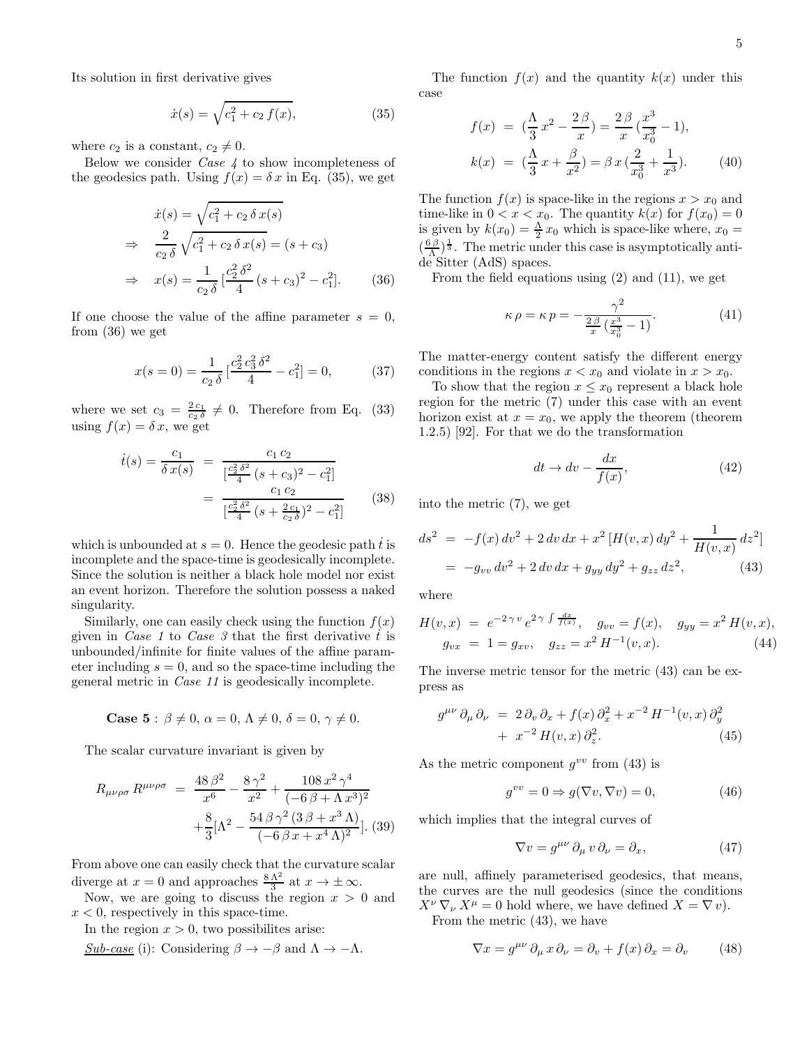Its solution in first derivative gives

$$\dot{x}(s) = \sqrt{c_1^2 + c_2\, f(x)}, \tag{35}$$

where $c_2$ is a constant, $c_2 \neq 0$.

Below we consider *Case 4* to show incompleteness of the geodesics path. Using $f(x) = \delta\, x$ in Eq. (35), we get

$$\begin{aligned}
&\dot{x}(s) = \sqrt{c_1^2 + c_2\, \delta\, x(s)} \\
\Rightarrow \quad & \frac{2}{c_2\, \delta} \sqrt{c_1^2 + c_2\, \delta\, x(s)} = (s + c_3) \\
\Rightarrow \quad & x(s) = \frac{1}{c_2\, \delta} \left[\frac{c_2^2\, \delta^2}{4} (s + c_3)^2 - c_1^2\right].
\end{aligned} \tag{36}$$

If one choose the value of the affine parameter $s = 0$, from (36) we get

$$x(s=0) = \frac{1}{c_2\, \delta} \left[\frac{c_2^2\, c_3^2\, \delta^2}{4} - c_1^2\right] = 0, \tag{37}$$

where we set $c_3 = \frac{2\, c_1}{c_2\, \delta} \neq 0$. Therefore from Eq. (33) using $f(x) = \delta\, x$, we get

$$\begin{aligned}
\dot{t}(s) = \frac{c_1}{\delta\, x(s)} &= \frac{c_1\, c_2}{\left[\frac{c_2^2\, \delta^2}{4} (s + c_3)^2 - c_1^2\right]} \\
&= \frac{c_1\, c_2}{\left[\frac{c_2^2\, \delta^2}{4} (s + \frac{2\, c_1}{c_2\, \delta})^2 - c_1^2\right]}
\end{aligned} \tag{38}$$

which is unbounded at $s = 0$. Hence the geodesic path $\dot{t}$ is incomplete and the space-time is geodesically incomplete. Since the solution is neither a black hole model nor exist an event horizon. Therefore the solution possess a naked singularity.

Similarly, one can easily check using the function $f(x)$ given in *Case 1* to *Case 3* that the first derivative $\dot{t}$ is unbounded/infinite for finite values of the affine parameter including $s = 0$, and so the space-time including the general metric in *Case 11* is geodesically incomplete.

**Case 5** : $\beta \neq 0,\ \alpha = 0,\ \Lambda \neq 0,\ \delta = 0,\ \gamma \neq 0.$

The scalar curvature invariant is given by

$$\begin{aligned}
R_{\mu\nu\rho\sigma}\, R^{\mu\nu\rho\sigma} &= \frac{48\, \beta^2}{x^6} - \frac{8\, \gamma^2}{x^2} + \frac{108\, x^2\, \gamma^4}{(-6\, \beta + \Lambda\, x^3)^2} \\
&+ \frac{8}{3}\left[\Lambda^2 - \frac{54\, \beta\, \gamma^2\, (3\, \beta + x^3\, \Lambda)}{(-6\, \beta\, x + x^4\, \Lambda)^2}\right].
\end{aligned} \tag{39}$$

From above one can easily check that the curvature scalar diverge at $x = 0$ and approaches $\frac{8\, \Lambda^2}{3}$ at $x \to \pm\infty$.

Now, we are going to discuss the region $x > 0$ and $x < 0$, respectively in this space-time.

In the region $x > 0$, two possibilites arise:

<u>*Sub-case*</u> (i): Considering $\beta \to -\beta$ and $\Lambda \to -\Lambda$.

The function $f(x)$ and the quantity $k(x)$ under this case

$$\begin{aligned}
f(x) &= \left(\frac{\Lambda}{3}\, x^2 - \frac{2\, \beta}{x}\right) = \frac{2\, \beta}{x} \left(\frac{x^3}{x_0^3} - 1\right), \\
k(x) &= \left(\frac{\Lambda}{3}\, x + \frac{\beta}{x^2}\right) = \beta\, x \left(\frac{2}{x_0^3} + \frac{1}{x^3}\right).
\end{aligned} \tag{40}$$

The function $f(x)$ is space-like in the regions $x > x_0$ and time-like in $0 < x < x_0$. The quantity $k(x)$ for $f(x_0) = 0$ is given by $k(x_0) = \frac{\Lambda}{2}\, x_0$ which is space-like where, $x_0 = (\frac{6\, \beta}{\Lambda})^{\frac{1}{3}}$. The metric under this case is asymptotically anti-de Sitter (AdS) spaces.

From the field equations using (2) and (11), we get

$$\kappa\, \rho = \kappa\, p = -\frac{\gamma^2}{\frac{2\, \beta}{x} \left(\frac{x^3}{x_0^3} - 1\right)}. \tag{41}$$

The matter-energy content satisfy the different energy conditions in the regions $x < x_0$ and violate in $x > x_0$.

To show that the region $x \leq x_0$ represent a black hole region for the metric (7) under this case with an event horizon exist at $x = x_0$, we apply the theorem (theorem 1.2.5) [92]. For that we do the transformation

$$dt \to dv - \frac{dx}{f(x)}, \tag{42}$$

into the metric (7), we get

$$\begin{aligned}
ds^2 &= -f(x)\, dv^2 + 2\, dv\, dx + x^2 \left[H(v,x)\, dy^2 + \frac{1}{H(v,x)}\, dz^2\right] \\
&= -g_{vv}\, dv^2 + 2\, dv\, dx + g_{yy}\, dy^2 + g_{zz}\, dz^2,
\end{aligned} \tag{43}$$

where

$$\begin{aligned}
H(v,x) &= e^{-2\, \gamma\, v}\, e^{2\, \gamma \int \frac{dx}{f(x)}}, \quad g_{vv} = f(x), \quad g_{yy} = x^2\, H(v,x), \\
g_{vx} &= 1 = g_{xv}, \quad g_{zz} = x^2\, H^{-1}(v,x).
\end{aligned} \tag{44}$$

The inverse metric tensor for the metric (43) can be express as

$$\begin{aligned}
g^{\mu\nu}\, \partial_\mu\, \partial_\nu &= 2\, \partial_v\, \partial_x + f(x)\, \partial_x^2 + x^{-2}\, H^{-1}(v,x)\, \partial_y^2 \\
&+ x^{-2}\, H(v,x)\, \partial_z^2.
\end{aligned} \tag{45}$$

As the metric component $g^{vv}$ from (43) is

$$g^{vv} = 0 \Rightarrow g(\nabla v, \nabla v) = 0, \tag{46}$$

which implies that the integral curves of

$$\nabla v = g^{\mu\nu}\, \partial_\mu\, v\, \partial_\nu = \partial_x, \tag{47}$$

are null, affinely parameterised geodesics, that means, the curves are the null geodesics (since the conditions $X^\nu\, \nabla_\nu\, X^\mu = 0$ hold where, we have defined $X = \nabla\, v$).

From the metric (43), we have

$$\nabla x = g^{\mu\nu}\, \partial_\mu\, x\, \partial_\nu = \partial_v + f(x)\, \partial_x = \partial_v \tag{48}$$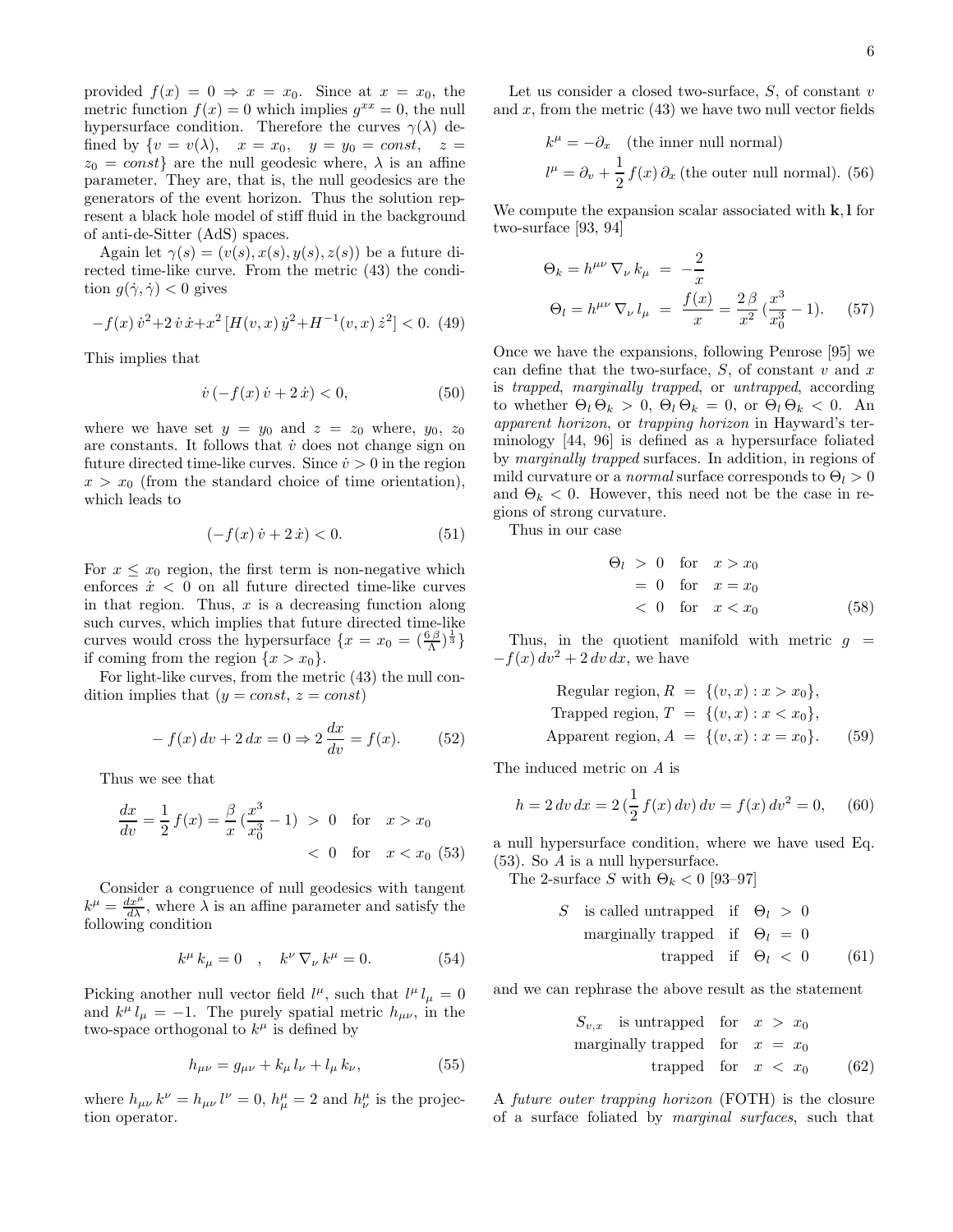provided $f(x) = 0 \Rightarrow x = x_0$. Since at $x = x_0$, the metric function $f(x) = 0$ which implies $g^{xx} = 0$, the null hypersurface condition. Therefore the curves $\gamma(\lambda)$ defined by $\{v = v(\lambda), \quad x = x_0, \quad y = y_0 = const, \quad z = z_0 = const\}$ are the null geodesic where, $\lambda$ is an affine parameter. They are, that is, the null geodesics are the generators of the event horizon. Thus the solution represent a black hole model of stiff fluid in the background of anti-de-Sitter (AdS) spaces.

Again let $\gamma(s) = (v(s), x(s), y(s), z(s))$ be a future directed time-like curve. From the metric (43) the condition $g(\dot{\gamma}, \dot{\gamma}) < 0$ gives

$$-f(x)\,\dot{v}^2 + 2\,\dot{v}\,\dot{x} + x^2\,[H(v,x)\,\dot{y}^2 + H^{-1}(v,x)\,\dot{z}^2] < 0. \quad (49)$$

This implies that

$$\dot{v}\,(-f(x)\,\dot{v} + 2\,\dot{x}) < 0, \quad (50)$$

where we have set $y = y_0$ and $z = z_0$ where, $y_0$, $z_0$ are constants. It follows that $\dot{v}$ does not change sign on future directed time-like curves. Since $\dot{v} > 0$ in the region $x > x_0$ (from the standard choice of time orientation), which leads to

$$(-f(x)\,\dot{v} + 2\,\dot{x}) < 0. \quad (51)$$

For $x \leq x_0$ region, the first term is non-negative which enforces $\dot{x} < 0$ on all future directed time-like curves in that region. Thus, $x$ is a decreasing function along such curves, which implies that future directed time-like curves would cross the hypersurface $\{x = x_0 = (\frac{6\,\beta}{\Lambda})^{\frac{1}{3}}\}$ if coming from the region $\{x > x_0\}$.

For light-like curves, from the metric (43) the null condition implies that ($y = const$, $z = const$)

$$-f(x)\,dv + 2\,dx = 0 \Rightarrow 2\,\frac{dx}{dv} = f(x). \quad (52)$$

Thus we see that

$$\frac{dx}{dv} = \frac{1}{2}\,f(x) = \frac{\beta}{x}\,(\frac{x^3}{x_0^3} - 1) \;>\; 0 \quad \text{for} \quad x > x_0$$
$$< \; 0 \quad \text{for} \quad x < x_0 \quad (53)$$

Consider a congruence of null geodesics with tangent $k^\mu = \frac{dx^\mu}{d\lambda}$, where $\lambda$ is an affine parameter and satisfy the following condition

$$k^\mu\,k_\mu = 0 \quad , \quad k^\nu\,\nabla_\nu\,k^\mu = 0. \quad (54)$$

Picking another null vector field $l^\mu$, such that $l^\mu\,l_\mu = 0$ and $k^\mu\,l_\mu = -1$. The purely spatial metric $h_{\mu\nu}$, in the two-space orthogonal to $k^\mu$ is defined by

$$h_{\mu\nu} = g_{\mu\nu} + k_\mu\,l_\nu + l_\mu\,k_\nu, \quad (55)$$

where $h_{\mu\nu}\,k^\nu = h_{\mu\nu}\,l^\nu = 0$, $h^\mu_\mu = 2$ and $h^\mu_\nu$ is the projection operator.

Let us consider a closed two-surface, $S$, of constant $v$ and $x$, from the metric (43) we have two null vector fields

$$k^\mu = -\partial_x \quad \text{(the inner null normal)}$$
$$l^\mu = \partial_v + \frac{1}{2}\,f(x)\,\partial_x \,\text{(the outer null normal)}. \quad (56)$$

We compute the expansion scalar associated with $\mathbf{k}, \mathbf{l}$ for two-surface [93, 94]

$$\Theta_k = h^{\mu\nu}\,\nabla_\nu\,k_\mu \;=\; -\frac{2}{x}$$
$$\Theta_l = h^{\mu\nu}\,\nabla_\nu\,l_\mu \;=\; \frac{f(x)}{x} = \frac{2\,\beta}{x^2}\,(\frac{x^3}{x_0^3} - 1). \quad (57)$$

Once we have the expansions, following Penrose [95] we can define that the two-surface, $S$, of constant $v$ and $x$ is *trapped*, *marginally trapped*, or *untrapped*, according to whether $\Theta_l\,\Theta_k > 0$, $\Theta_l\,\Theta_k = 0$, or $\Theta_l\,\Theta_k < 0$. An *apparent horizon*, or *trapping horizon* in Hayward's terminology [44, 96] is defined as a hypersurface foliated by *marginally trapped* surfaces. In addition, in regions of mild curvature or a *normal* surface corresponds to $\Theta_l > 0$ and $\Theta_k < 0$. However, this need not be the case in regions of strong curvature.

Thus in our case

$$\Theta_l \;>\; 0 \quad \text{for} \quad x > x_0$$
$$= \; 0 \quad \text{for} \quad x = x_0$$
$$< \; 0 \quad \text{for} \quad x < x_0 \quad (58)$$

Thus, in the quotient manifold with metric $g = -f(x)\,dv^2 + 2\,dv\,dx$, we have

$$\text{Regular region}, R \;=\; \{(v, x) : x > x_0\},$$
$$\text{Trapped region}, T \;=\; \{(v, x) : x < x_0\},$$
$$\text{Apparent region}, A \;=\; \{(v, x) : x = x_0\}. \quad (59)$$

The induced metric on $A$ is

$$h = 2\,dv\,dx = 2\,(\frac{1}{2}\,f(x)\,dv)\,dv = f(x)\,dv^2 = 0, \quad (60)$$

a null hypersurface condition, where we have used Eq. (53). So $A$ is a null hypersurface.

The 2-surface $S$ with $\Theta_k < 0$ [93–97]

$$S \quad \text{is called untrapped} \quad \text{if} \quad \Theta_l \;>\; 0$$
$$\text{marginally trapped} \quad \text{if} \quad \Theta_l \;=\; 0$$
$$\text{trapped} \quad \text{if} \quad \Theta_l \;<\; 0 \quad (61)$$

and we can rephrase the above result as the statement

$$S_{v,x} \quad \text{is untrapped} \quad \text{for} \quad x \;>\; x_0$$
$$\text{marginally trapped} \quad \text{for} \quad x \;=\; x_0$$
$$\text{trapped} \quad \text{for} \quad x \;<\; x_0 \quad (62)$$

A *future outer trapping horizon* (FOTH) is the closure of a surface foliated by *marginal surfaces*, such that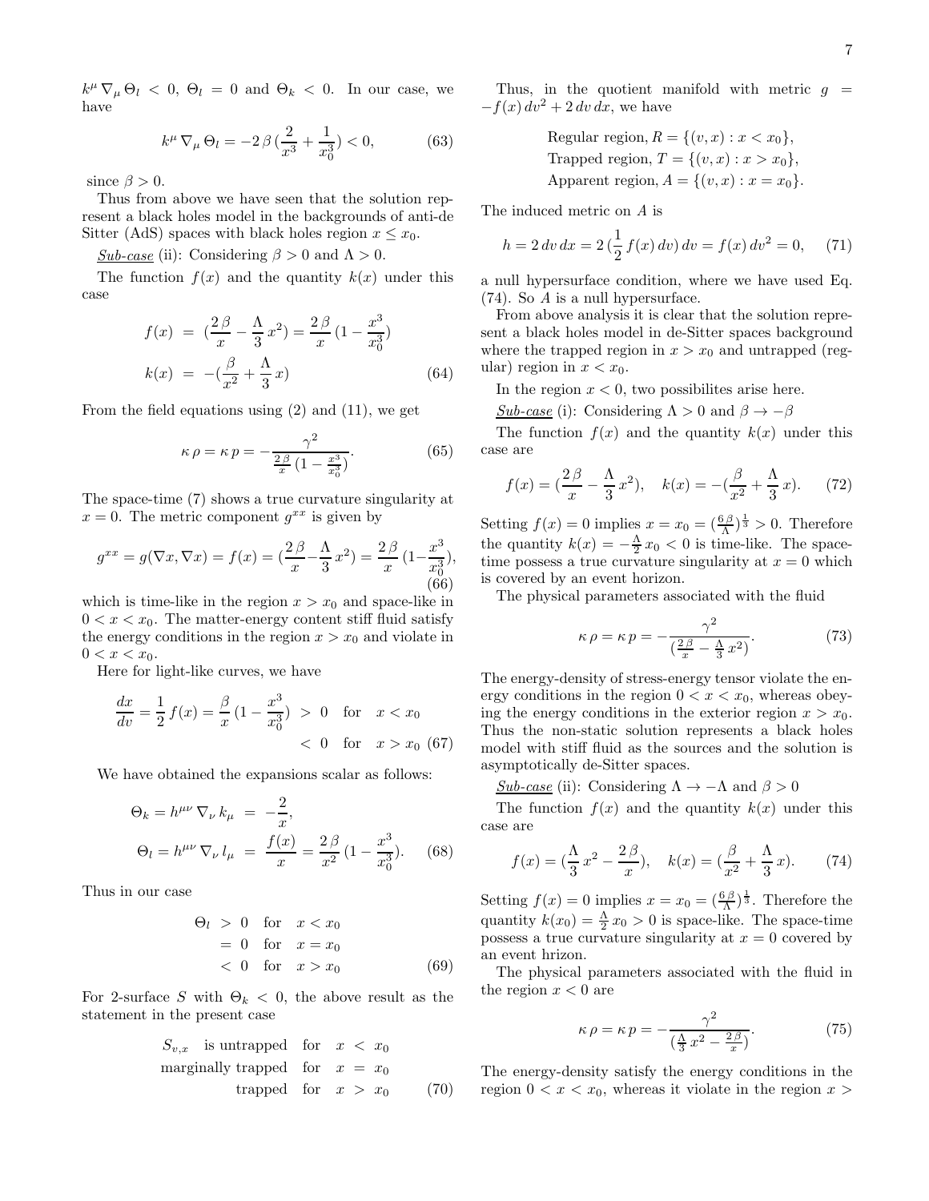$k^{\mu}\,\nabla_{\mu}\,\Theta_l < 0$, $\Theta_l = 0$ and $\Theta_k < 0$. In our case, we have

$$k^{\mu}\,\nabla_{\mu}\,\Theta_l = -2\,\beta\,(\frac{2}{x^3} + \frac{1}{x_0^3}) < 0, \tag{63}$$

since $\beta > 0$.

Thus from above we have seen that the solution represent a black holes model in the backgrounds of anti-de Sitter (AdS) spaces with black holes region $x \leq x_0$.

*Sub-case* (ii): Considering $\beta > 0$ and $\Lambda > 0$.

The function $f(x)$ and the quantity $k(x)$ under this case

$$\begin{aligned} f(x) &= (\frac{2\,\beta}{x} - \frac{\Lambda}{3}\,x^2) = \frac{2\,\beta}{x}\,(1 - \frac{x^3}{x_0^3}) \\ k(x) &= -(\frac{\beta}{x^2} + \frac{\Lambda}{3}\,x) \end{aligned} \tag{64}$$

From the field equations using (2) and (11), we get

$$\kappa\,\rho = \kappa\,p = -\frac{\gamma^2}{\frac{2\,\beta}{x}\,(1 - \frac{x^3}{x_0^3})}. \tag{65}$$

The space-time (7) shows a true curvature singularity at $x = 0$. The metric component $g^{xx}$ is given by

$$g^{xx} = g(\nabla x, \nabla x) = f(x) = (\frac{2\,\beta}{x} - \frac{\Lambda}{3}\,x^2) = \frac{2\,\beta}{x}\,(1 - \frac{x^3}{x_0^3}), \tag{66}$$

which is time-like in the region $x > x_0$ and space-like in $0 < x < x_0$. The matter-energy content stiff fluid satisfy the energy conditions in the region $x > x_0$ and violate in $0 < x < x_0$.

Here for light-like curves, we have

$$\begin{aligned} \frac{dx}{dv} = \frac{1}{2}\,f(x) = \frac{\beta}{x}\,(1 - \frac{x^3}{x_0^3}) &> 0 \quad \text{for} \quad x < x_0 \\ &< 0 \quad \text{for} \quad x > x_0 \end{aligned} \tag{67}$$

We have obtained the expansions scalar as follows:

$$\begin{aligned} \Theta_k = h^{\mu\nu}\,\nabla_{\nu}\,k_{\mu} &= -\frac{2}{x}, \\ \Theta_l = h^{\mu\nu}\,\nabla_{\nu}\,l_{\mu} &= \frac{f(x)}{x} = \frac{2\,\beta}{x^2}\,(1 - \frac{x^3}{x_0^3}). \end{aligned} \tag{68}$$

Thus in our case

$$\begin{aligned} \Theta_l &> 0 \quad \text{for} \quad x < x_0 \\ &= 0 \quad \text{for} \quad x = x_0 \\ &< 0 \quad \text{for} \quad x > x_0 \end{aligned} \tag{69}$$

For 2-surface $S$ with $\Theta_k < 0$, the above result as the statement in the present case

$$\begin{aligned} S_{v,x} \quad \text{is untrapped} \quad \text{for} \quad x &< x_0 \\ \text{marginally trapped} \quad \text{for} \quad x &= x_0 \\ \text{trapped} \quad \text{for} \quad x &> x_0 \end{aligned} \tag{70}$$

Thus, in the quotient manifold with metric $g = -f(x)\,dv^2 + 2\,dv\,dx$, we have

$$\begin{aligned} &\text{Regular region}, R = \{(v, x) : x < x_0\}, \\ &\text{Trapped region}, T = \{(v, x) : x > x_0\}, \\ &\text{Apparent region}, A = \{(v, x) : x = x_0\}. \end{aligned}$$

The induced metric on $A$ is

$$h = 2\,dv\,dx = 2\,(\frac{1}{2}\,f(x)\,dv)\,dv = f(x)\,dv^2 = 0, \tag{71}$$

a null hypersurface condition, where we have used Eq. (74). So $A$ is a null hypersurface.

From above analysis it is clear that the solution represent a black holes model in de-Sitter spaces background where the trapped region in $x > x_0$ and untrapped (regular) region in $x < x_0$.

In the region $x < 0$, two possibilites arise here.

*Sub-case* (i): Considering $\Lambda > 0$ and $\beta \to -\beta$

The function $f(x)$ and the quantity $k(x)$ under this case are

$$f(x) = (\frac{2\,\beta}{x} - \frac{\Lambda}{3}\,x^2), \quad k(x) = -(\frac{\beta}{x^2} + \frac{\Lambda}{3}\,x). \tag{72}$$

Setting $f(x) = 0$ implies $x = x_0 = (\frac{6\,\beta}{\Lambda})^{\frac{1}{3}} > 0$. Therefore the quantity $k(x) = -\frac{\Lambda}{2}\,x_0 < 0$ is time-like. The space-time possess a true curvature singularity at $x = 0$ which is covered by an event horizon.

The physical parameters associated with the fluid

$$\kappa\,\rho = \kappa\,p = -\frac{\gamma^2}{(\frac{2\,\beta}{x} - \frac{\Lambda}{3}\,x^2)}. \tag{73}$$

The energy-density of stress-energy tensor violate the energy conditions in the region $0 < x < x_0$, whereas obeying the energy conditions in the exterior region $x > x_0$. Thus the non-static solution represents a black holes model with stiff fluid as the sources and the solution is asymptotically de-Sitter spaces.

*Sub-case* (ii): Considering $\Lambda \to -\Lambda$ and $\beta > 0$

The function $f(x)$ and the quantity $k(x)$ under this case are

$$f(x) = (\frac{\Lambda}{3}\,x^2 - \frac{2\,\beta}{x}), \quad k(x) = (\frac{\beta}{x^2} + \frac{\Lambda}{3}\,x). \tag{74}$$

Setting $f(x) = 0$ implies $x = x_0 = (\frac{6\,\beta}{\Lambda})^{\frac{1}{3}}$. Therefore the quantity $k(x_0) = \frac{\Lambda}{2}\,x_0 > 0$ is space-like. The space-time possess a true curvature singularity at $x = 0$ covered by an event hrizon.

The physical parameters associated with the fluid in the region $x < 0$ are

$$\kappa\,\rho = \kappa\,p = -\frac{\gamma^2}{(\frac{\Lambda}{3}\,x^2 - \frac{2\,\beta}{x})}. \tag{75}$$

The energy-density satisfy the energy conditions in the region $0 < x < x_0$, whereas it violate in the region $x >$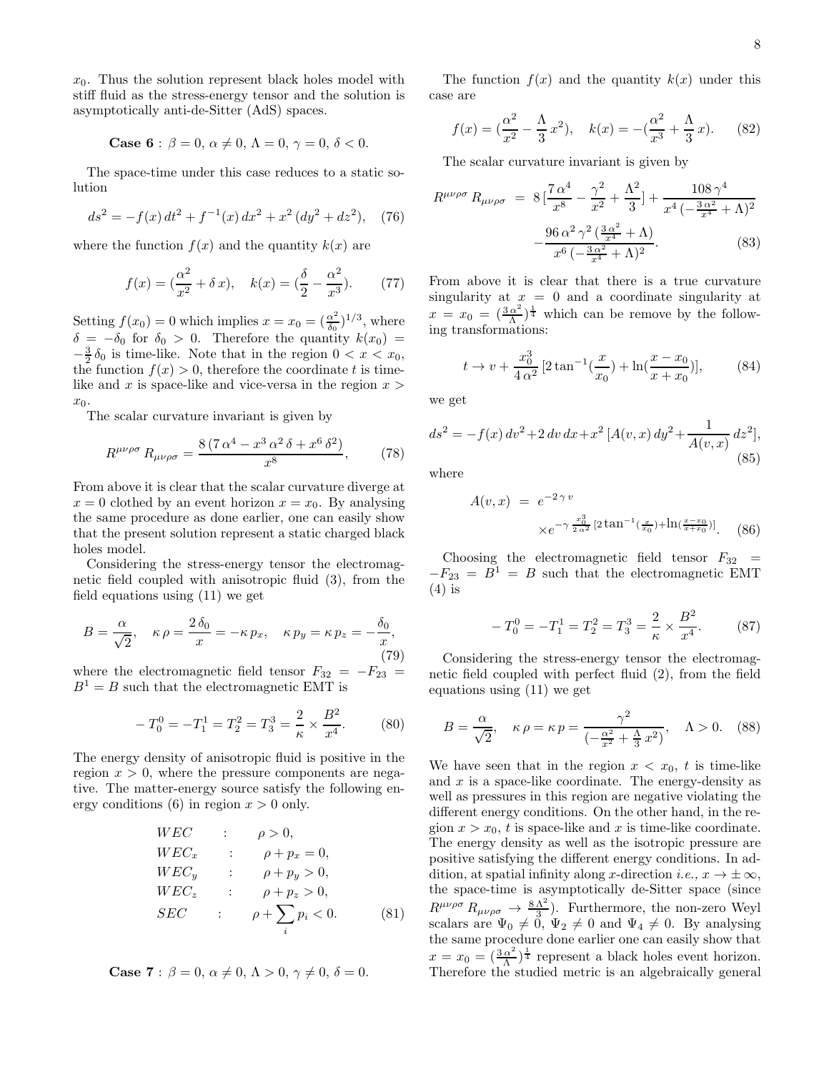$x_0$. Thus the solution represent black holes model with stiff fluid as the stress-energy tensor and the solution is asymptotically anti-de-Sitter (AdS) spaces.

**Case 6** : $\beta = 0,\ \alpha \neq 0,\ \Lambda = 0,\ \gamma = 0,\ \delta < 0.$

The space-time under this case reduces to a static solution

$$ds^2 = -f(x)\,dt^2 + f^{-1}(x)\,dx^2 + x^2\,(dy^2 + dz^2), \quad (76)$$

where the function $f(x)$ and the quantity $k(x)$ are

$$f(x) = (\frac{\alpha^2}{x^2} + \delta\,x), \quad k(x) = (\frac{\delta}{2} - \frac{\alpha^2}{x^3}). \quad (77)$$

Setting $f(x_0) = 0$ which implies $x = x_0 = (\frac{\alpha^2}{\delta_0})^{1/3}$, where $\delta = -\delta_0$ for $\delta_0 > 0$. Therefore the quantity $k(x_0) = -\frac{3}{2}\,\delta_0$ is time-like. Note that in the region $0 < x < x_0$, the function $f(x) > 0$, therefore the coordinate $t$ is time-like and $x$ is space-like and vice-versa in the region $x > x_0$.

The scalar curvature invariant is given by

$$R^{\mu\nu\rho\sigma}\,R_{\mu\nu\rho\sigma} = \frac{8\,(7\,\alpha^4 - x^3\,\alpha^2\,\delta + x^6\,\delta^2)}{x^8}, \quad (78)$$

From above it is clear that the scalar curvature diverge at $x = 0$ clothed by an event horizon $x = x_0$. By analysing the same procedure as done earlier, one can easily show that the present solution represent a static charged black holes model.

Considering the stress-energy tensor the electromagnetic field coupled with anisotropic fluid (3), from the field equations using (11) we get

$$B = \frac{\alpha}{\sqrt{2}}, \quad \kappa\,\rho = \frac{2\,\delta_0}{x} = -\kappa\,p_x, \quad \kappa\,p_y = \kappa\,p_z = -\frac{\delta_0}{x}, \quad (79)$$

where the electromagnetic field tensor $F_{32} = -F_{23} = B^1 = B$ such that the electromagnetic EMT is

$$-T^0_0 = -T^1_1 = T^2_2 = T^3_3 = \frac{2}{\kappa} \times \frac{B^2}{x^4}. \quad (80)$$

The energy density of anisotropic fluid is positive in the region $x > 0$, where the pressure components are negative. The matter-energy source satisfy the following energy conditions (6) in region $x > 0$ only.

$$\begin{aligned}
WEC &\quad : \quad \rho > 0,\\
WEC_x &\quad : \quad \rho + p_x = 0,\\
WEC_y &\quad : \quad \rho + p_y > 0,\\
WEC_z &\quad : \quad \rho + p_z > 0,\\
SEC &\quad : \quad \rho + \sum_i p_i < 0. \quad (81)
\end{aligned}$$

**Case 7** : $\beta = 0,\ \alpha \neq 0,\ \Lambda > 0,\ \gamma \neq 0,\ \delta = 0.$

The function $f(x)$ and the quantity $k(x)$ under this case are

$$f(x) = (\frac{\alpha^2}{x^2} - \frac{\Lambda}{3}\,x^2), \quad k(x) = -(\frac{\alpha^2}{x^3} + \frac{\Lambda}{3}\,x). \quad (82)$$

The scalar curvature invariant is given by

$$\begin{aligned}
R^{\mu\nu\rho\sigma}\,R_{\mu\nu\rho\sigma} &= 8\,[\frac{7\,\alpha^4}{x^8} - \frac{\gamma^2}{x^2} + \frac{\Lambda^2}{3}] + \frac{108\,\gamma^4}{x^4\,(-\frac{3\,\alpha^2}{x^4} + \Lambda)^2}\\
&\quad - \frac{96\,\alpha^2\,\gamma^2\,(\frac{3\,\alpha^2}{x^4} + \Lambda)}{x^6\,(-\frac{3\,\alpha^2}{x^4} + \Lambda)^2}. \quad (83)
\end{aligned}$$

From above it is clear that there is a true curvature singularity at $x = 0$ and a coordinate singularity at $x = x_0 = (\frac{3\,\alpha^2}{\Lambda})^{\frac{1}{4}}$ which can be remove by the following transformations:

$$t \to v + \frac{x_0^3}{4\,\alpha^2}\,[2\tan^{-1}(\frac{x}{x_0}) + \ln(\frac{x - x_0}{x + x_0})], \quad (84)$$

we get

$$ds^2 = -f(x)\,dv^2 + 2\,dv\,dx + x^2\,[A(v,x)\,dy^2 + \frac{1}{A(v,x)}\,dz^2], \quad (85)$$

where

$$\begin{aligned}
A(v,x) &= e^{-2\,\gamma\,v}\\
&\quad \times e^{-\gamma\,\frac{x_0^3}{2\,\alpha^2}\,[2\tan^{-1}(\frac{x}{x_0}) + \ln(\frac{x - x_0}{x + x_0})]}. \quad (86)
\end{aligned}$$

Choosing the electromagnetic field tensor $F_{32} = -F_{23} = B^1 = B$ such that the electromagnetic EMT (4) is

$$-T^0_0 = -T^1_1 = T^2_2 = T^3_3 = \frac{2}{\kappa} \times \frac{B^2}{x^4}. \quad (87)$$

Considering the stress-energy tensor the electromagnetic field coupled with perfect fluid (2), from the field equations using (11) we get

$$B = \frac{\alpha}{\sqrt{2}}, \quad \kappa\,\rho = \kappa\,p = \frac{\gamma^2}{(-\frac{\alpha^2}{x^2} + \frac{\Lambda}{3}\,x^2)}, \quad \Lambda > 0. \quad (88)$$

We have seen that in the region $x < x_0$, $t$ is time-like and $x$ is a space-like coordinate. The energy-density as well as pressures in this region are negative violating the different energy conditions. On the other hand, in the region $x > x_0$, $t$ is space-like and $x$ is time-like coordinate. The energy density as well as the isotropic pressure are positive satisfying the different energy conditions. In addition, at spatial infinity along $x$-direction *i.e.,* $x \to \pm\infty$, the space-time is asymptotically de-Sitter space (since $R^{\mu\nu\rho\sigma}\,R_{\mu\nu\rho\sigma} \to \frac{8\,\Lambda^2}{3}$). Furthermore, the non-zero Weyl scalars are $\Psi_0 \neq 0$, $\Psi_2 \neq 0$ and $\Psi_4 \neq 0$. By analysing the same procedure done earlier one can easily show that $x = x_0 = (\frac{3\,\alpha^2}{\Lambda})^{\frac{1}{4}}$ represent a black holes event horizon. Therefore the studied metric is an algebraically general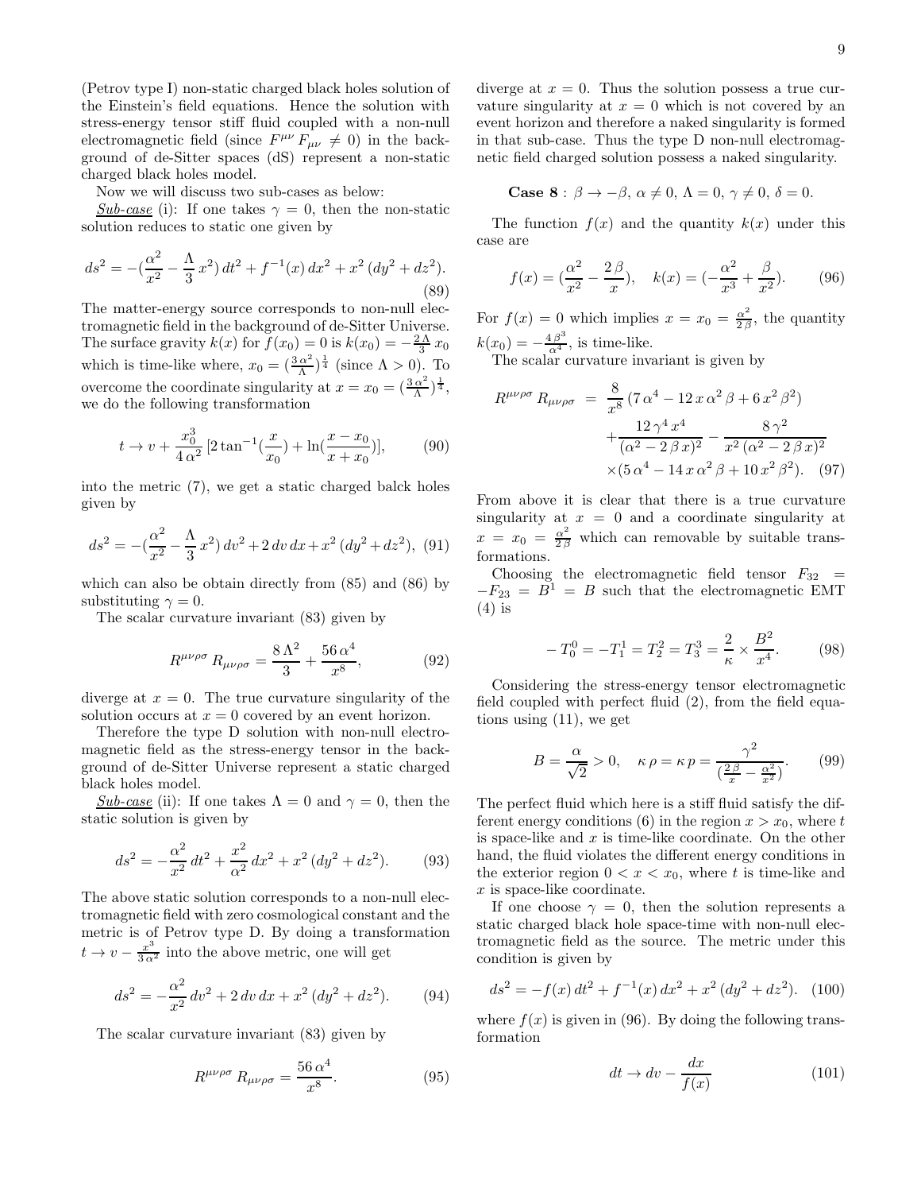(Petrov type I) non-static charged black holes solution of the Einstein's field equations. Hence the solution with stress-energy tensor stiff fluid coupled with a non-null electromagnetic field (since $F^{\mu\nu}\,F_{\mu\nu} \neq 0$) in the background of de-Sitter spaces (dS) represent a non-static charged black holes model.

Now we will discuss two sub-cases as below:

*Sub-case* (i): If one takes $\gamma = 0$, then the non-static solution reduces to static one given by

$$ds^2 = -(\frac{\alpha^2}{x^2} - \frac{\Lambda}{3}\,x^2)\,dt^2 + f^{-1}(x)\,dx^2 + x^2\,(dy^2 + dz^2). \tag{89}$$

The matter-energy source corresponds to non-null electromagnetic field in the background of de-Sitter Universe. The surface gravity $k(x)$ for $f(x_0) = 0$ is $k(x_0) = -\frac{2\Lambda}{3}\,x_0$ which is time-like where, $x_0 = (\frac{3\,\alpha^2}{\Lambda})^{\frac{1}{4}}$ (since $\Lambda > 0$). To overcome the coordinate singularity at $x = x_0 = (\frac{3\,\alpha^2}{\Lambda})^{\frac{1}{4}}$, we do the following transformation

$$t \to v + \frac{x_0^3}{4\,\alpha^2}\,[2\tan^{-1}(\frac{x}{x_0}) + \ln(\frac{x - x_0}{x + x_0})], \tag{90}$$

into the metric (7), we get a static charged balck holes given by

$$ds^2 = -(\frac{\alpha^2}{x^2} - \frac{\Lambda}{3}\,x^2)\,dv^2 + 2\,dv\,dx + x^2\,(dy^2 + dz^2), \tag{91}$$

which can also be obtain directly from (85) and (86) by substituting $\gamma = 0$.

The scalar curvature invariant (83) given by

$$R^{\mu\nu\rho\sigma}\,R_{\mu\nu\rho\sigma} = \frac{8\,\Lambda^2}{3} + \frac{56\,\alpha^4}{x^8}, \tag{92}$$

diverge at $x = 0$. The true curvature singularity of the solution occurs at $x = 0$ covered by an event horizon.

Therefore the type D solution with non-null electromagnetic field as the stress-energy tensor in the background of de-Sitter Universe represent a static charged black holes model.

*Sub-case* (ii): If one takes $\Lambda = 0$ and $\gamma = 0$, then the static solution is given by

$$ds^2 = -\frac{\alpha^2}{x^2}\,dt^2 + \frac{x^2}{\alpha^2}\,dx^2 + x^2\,(dy^2 + dz^2). \tag{93}$$

The above static solution corresponds to a non-null electromagnetic field with zero cosmological constant and the metric is of Petrov type D. By doing a transformation $t \to v - \frac{x^3}{3\,\alpha^2}$ into the above metric, one will get

$$ds^2 = -\frac{\alpha^2}{x^2}\,dv^2 + 2\,dv\,dx + x^2\,(dy^2 + dz^2). \tag{94}$$

The scalar curvature invariant (83) given by

$$R^{\mu\nu\rho\sigma}\,R_{\mu\nu\rho\sigma} = \frac{56\,\alpha^4}{x^8}. \tag{95}$$

diverge at $x = 0$. Thus the solution possess a true curvature singularity at $x = 0$ which is not covered by an event horizon and therefore a naked singularity is formed in that sub-case. Thus the type D non-null electromagnetic field charged solution possess a naked singularity.

**Case 8** : $\beta \to -\beta,\ \alpha \neq 0,\ \Lambda = 0,\ \gamma \neq 0,\ \delta = 0.$

The function $f(x)$ and the quantity $k(x)$ under this case are

$$f(x) = (\frac{\alpha^2}{x^2} - \frac{2\,\beta}{x}), \quad k(x) = (-\frac{\alpha^2}{x^3} + \frac{\beta}{x^2}). \tag{96}$$

For $f(x) = 0$ which implies $x = x_0 = \frac{\alpha^2}{2\,\beta}$, the quantity $k(x_0) = -\frac{4\,\beta^3}{\alpha^4}$, is time-like.

The scalar curvature invariant is given by

$$\begin{aligned}R^{\mu\nu\rho\sigma}\,R_{\mu\nu\rho\sigma} &= \frac{8}{x^8}\,(7\,\alpha^4 - 12\,x\,\alpha^2\,\beta + 6\,x^2\,\beta^2)\\ &+ \frac{12\,\gamma^4\,x^4}{(\alpha^2 - 2\,\beta\,x)^2} - \frac{8\,\gamma^2}{x^2\,(\alpha^2 - 2\,\beta\,x)^2}\\ &\times (5\,\alpha^4 - 14\,x\,\alpha^2\,\beta + 10\,x^2\,\beta^2).\end{aligned} \tag{97}$$

From above it is clear that there is a true curvature singularity at $x = 0$ and a coordinate singularity at $x = x_0 = \frac{\alpha^2}{2\beta}$ which can removable by suitable transformations.

Choosing the electromagnetic field tensor $F_{32} = -F_{23} = B^1 = B$ such that the electromagnetic EMT (4) is

$$-T^0_0 = -T^1_1 = T^2_2 = T^3_3 = \frac{2}{\kappa} \times \frac{B^2}{x^4}. \tag{98}$$

Considering the stress-energy tensor electromagnetic field coupled with perfect fluid (2), from the field equations using (11), we get

$$B = \frac{\alpha}{\sqrt{2}} > 0, \quad \kappa\,\rho = \kappa\,p = \frac{\gamma^2}{(\frac{2\,\beta}{x} - \frac{\alpha^2}{x^2})}. \tag{99}$$

The perfect fluid which here is a stiff fluid satisfy the different energy conditions (6) in the region $x > x_0$, where $t$ is space-like and $x$ is time-like coordinate. On the other hand, the fluid violates the different energy conditions in the exterior region $0 < x < x_0$, where $t$ is time-like and $x$ is space-like coordinate.

If one choose $\gamma = 0$, then the solution represents a static charged black hole space-time with non-null electromagnetic field as the source. The metric under this condition is given by

$$ds^2 = -f(x)\,dt^2 + f^{-1}(x)\,dx^2 + x^2\,(dy^2 + dz^2). \tag{100}$$

where $f(x)$ is given in (96). By doing the following transformation

$$dt \to dv - \frac{dx}{f(x)} \tag{101}$$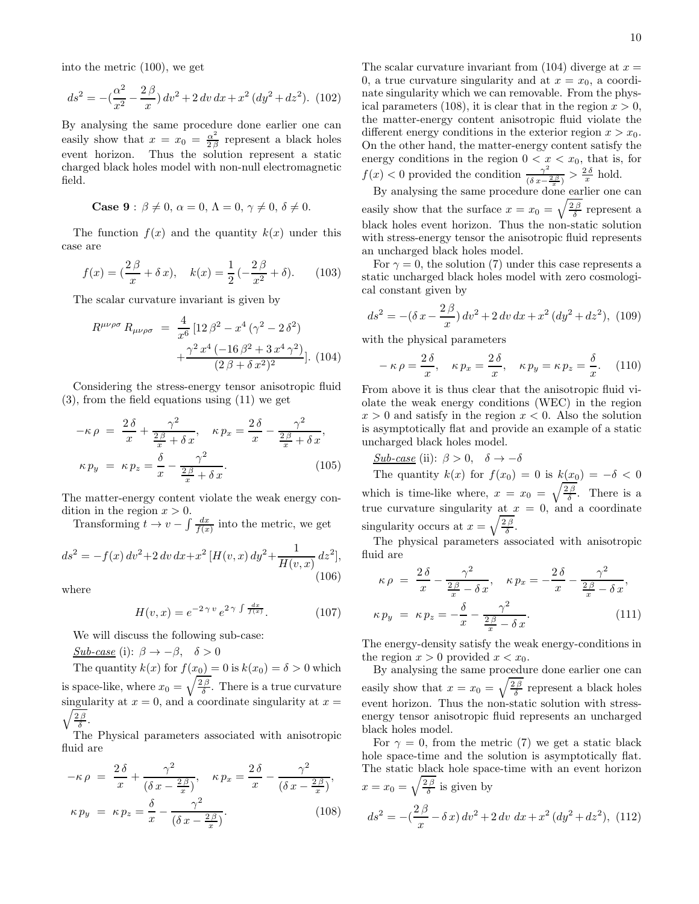into the metric (100), we get

$$ds^2 = -(\frac{\alpha^2}{x^2} - \frac{2\,\beta}{x})\,dv^2 + 2\,dv\,dx + x^2\,(dy^2 + dz^2). \quad (102)$$

By analysing the same procedure done earlier one can easily show that $x = x_0 = \frac{\alpha^2}{2\,\beta}$ represent a black holes event horizon. Thus the solution represent a static charged black holes model with non-null electromagnetic field.

**Case 9** : $\beta \neq 0,\ \alpha = 0,\ \Lambda = 0,\ \gamma \neq 0,\ \delta \neq 0.$

The function $f(x)$ and the quantity $k(x)$ under this case are

$$f(x) = (\frac{2\,\beta}{x} + \delta\,x), \quad k(x) = \frac{1}{2}\,(-\frac{2\,\beta}{x^2} + \delta). \quad (103)$$

The scalar curvature invariant is given by

$$R^{\mu\nu\rho\sigma}\,R_{\mu\nu\rho\sigma} = \frac{4}{x^6}\,[12\,\beta^2 - x^4\,(\gamma^2 - 2\,\delta^2) + \frac{\gamma^2\,x^4\,(-16\,\beta^2 + 3\,x^4\,\gamma^2)}{(2\,\beta + \delta\,x^2)^2}]. \quad (104)$$

Considering the stress-energy tensor anisotropic fluid (3), from the field equations using (11) we get

$$-\kappa\,\rho = \frac{2\,\delta}{x} + \frac{\gamma^2}{\frac{2\,\beta}{x} + \delta\,x}, \quad \kappa\,p_x = \frac{2\,\delta}{x} - \frac{\gamma^2}{\frac{2\,\beta}{x} + \delta\,x},$$
$$\kappa\,p_y = \kappa\,p_z = \frac{\delta}{x} - \frac{\gamma^2}{\frac{2\,\beta}{x} + \delta\,x}. \quad (105)$$

The matter-energy content violate the weak energy condition in the region $x > 0$.

Transforming $t \to v - \int \frac{dx}{f(x)}$ into the metric, we get

$$ds^2 = -f(x)\,dv^2 + 2\,dv\,dx + x^2\,[H(v,x)\,dy^2 + \frac{1}{H(v,x)}\,dz^2], \quad (106)$$

where

$$H(v,x) = e^{-2\,\gamma\,v}\,e^{2\,\gamma\,\int \frac{dx}{f(x)}}. \quad (107)$$

We will discuss the following sub-case:

***Sub-case*** (i): $\beta \to -\beta, \quad \delta > 0$

The quantity $k(x)$ for $f(x_0) = 0$ is $k(x_0) = \delta > 0$ which is space-like, where $x_0 = \sqrt{\frac{2\,\beta}{\delta}}$. There is a true curvature singularity at $x = 0$, and a coordinate singularity at $x = \sqrt{\frac{2\,\beta}{\delta}}$.

The Physical parameters associated with anisotropic fluid are

$$-\kappa\,\rho = \frac{2\,\delta}{x} + \frac{\gamma^2}{(\delta\,x - \frac{2\,\beta}{x})}, \quad \kappa\,p_x = \frac{2\,\delta}{x} - \frac{\gamma^2}{(\delta\,x - \frac{2\,\beta}{x})},$$
$$\kappa\,p_y = \kappa\,p_z = \frac{\delta}{x} - \frac{\gamma^2}{(\delta\,x - \frac{2\,\beta}{x})}. \quad (108)$$

The scalar curvature invariant from (104) diverge at $x = 0$, a true curvature singularity and at $x = x_0$, a coordinate singularity which we can removable. From the physical parameters (108), it is clear that in the region $x > 0$, the matter-energy content anisotropic fluid violate the different energy conditions in the exterior region $x > x_0$. On the other hand, the matter-energy content satisfy the energy conditions in the region $0 < x < x_0$, that is, for $f(x) < 0$ provided the condition $\frac{\gamma^2}{(\delta\,x - \frac{2\,\beta}{x})} > \frac{2\,\delta}{x}$ hold.

By analysing the same procedure done earlier one can easily show that the surface $x = x_0 = \sqrt{\frac{2\,\beta}{\delta}}$ represent a black holes event horizon. Thus the non-static solution with stress-energy tensor the anisotropic fluid represents an uncharged black holes model.

For $\gamma = 0$, the solution (7) under this case represents a static uncharged black holes model with zero cosmological constant given by

$$ds^2 = -(\delta\,x - \frac{2\,\beta}{x})\,dv^2 + 2\,dv\,dx + x^2\,(dy^2 + dz^2), \quad (109)$$

with the physical parameters

$$-\kappa\,\rho = \frac{2\,\delta}{x}, \quad \kappa\,p_x = \frac{2\,\delta}{x}, \quad \kappa\,p_y = \kappa\,p_z = \frac{\delta}{x}. \quad (110)$$

From above it is thus clear that the anisotropic fluid violate the weak energy conditions (WEC) in the region $x > 0$ and satisfy in the region $x < 0$. Also the solution is asymptotically flat and provide an example of a static uncharged black holes model.

***Sub-case*** (ii): $\beta > 0, \quad \delta \to -\delta$

The quantity $k(x)$ for $f(x_0) = 0$ is $k(x_0) = -\delta < 0$ which is time-like where, $x = x_0 = \sqrt{\frac{2\,\beta}{\delta}}$. There is a true curvature singularity at $x = 0$, and a coordinate singularity occurs at $x = \sqrt{\frac{2\,\beta}{\delta}}$.

The physical parameters associated with anisotropic fluid are

$$\kappa\,\rho = \frac{2\,\delta}{x} - \frac{\gamma^2}{\frac{2\,\beta}{x} - \delta\,x}, \quad \kappa\,p_x = -\frac{2\,\delta}{x} - \frac{\gamma^2}{\frac{2\,\beta}{x} - \delta\,x},$$
$$\kappa\,p_y = \kappa\,p_z = -\frac{\delta}{x} - \frac{\gamma^2}{\frac{2\,\beta}{x} - \delta\,x}. \quad (111)$$

The energy-density satisfy the weak energy-conditions in the region $x > 0$ provided $x < x_0$.

By analysing the same procedure done earlier one can easily show that $x = x_0 = \sqrt{\frac{2\,\beta}{\delta}}$ represent a black holes event horizon. Thus the non-static solution with stress-energy tensor anisotropic fluid represents an uncharged black holes model.

For $\gamma = 0$, from the metric (7) we get a static black hole space-time and the solution is asymptotically flat. The static black hole space-time with an event horizon $x = x_0 = \sqrt{\frac{2\,\beta}{\delta}}$ is given by

$$ds^2 = -(\frac{2\,\beta}{x} - \delta\,x)\,dv^2 + 2\,dv\,dx + x^2\,(dy^2 + dz^2), \quad (112)$$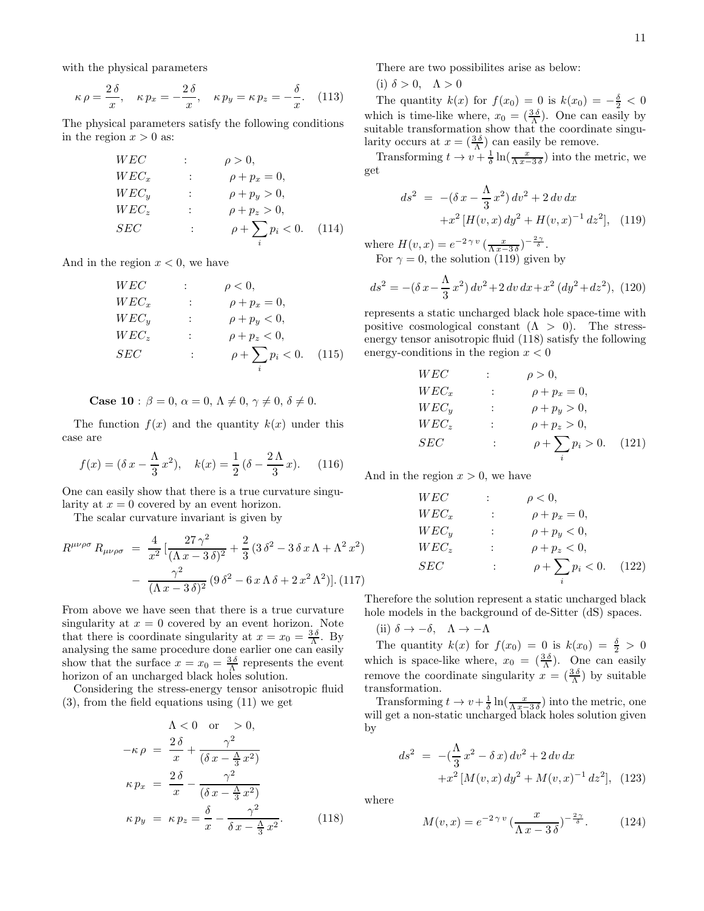with the physical parameters

$$\kappa\,\rho = \frac{2\,\delta}{x}, \quad \kappa\,p_x = -\frac{2\,\delta}{x}, \quad \kappa\,p_y = \kappa\,p_z = -\frac{\delta}{x}. \quad (113)$$

The physical parameters satisfy the following conditions in the region $x > 0$ as:

$$\begin{array}{lll} WEC & : & \rho > 0, \\ WEC_x & : & \rho + p_x = 0, \\ WEC_y & : & \rho + p_y > 0, \\ WEC_z & : & \rho + p_z > 0, \\ SEC & : & \rho + \sum_i p_i < 0. \end{array} \quad (114)$$

And in the region $x < 0$, we have

$$\begin{array}{lll} WEC & : & \rho < 0, \\ WEC_x & : & \rho + p_x = 0, \\ WEC_y & : & \rho + p_y < 0, \\ WEC_z & : & \rho + p_z < 0, \\ SEC & : & \rho + \sum_i p_i < 0. \end{array} \quad (115)$$

**Case 10** : $\beta = 0,\, \alpha = 0,\, \Lambda \neq 0,\, \gamma \neq 0,\, \delta \neq 0.$

The function $f(x)$ and the quantity $k(x)$ under this case are

$$f(x) = (\delta\,x - \frac{\Lambda}{3}\,x^2), \quad k(x) = \frac{1}{2}\,(\delta - \frac{2\,\Lambda}{3}\,x). \quad (116)$$

One can easily show that there is a true curvature singularity at $x = 0$ covered by an event horizon.

The scalar curvature invariant is given by

$$\begin{aligned} R^{\mu\nu\rho\sigma}\,R_{\mu\nu\rho\sigma} &= \frac{4}{x^2}\,[\frac{27\,\gamma^2}{(\Lambda\,x - 3\,\delta)^2} + \frac{2}{3}\,(3\,\delta^2 - 3\,\delta\,x\,\Lambda + \Lambda^2\,x^2) \\ &- \frac{\gamma^2}{(\Lambda\,x - 3\,\delta)^2}\,(9\,\delta^2 - 6\,x\,\Lambda\,\delta + 2\,x^2\,\Lambda^2)]. \end{aligned} \quad (117)$$

From above we have seen that there is a true curvature singularity at $x = 0$ covered by an event horizon. Note that there is coordinate singularity at $x = x_0 = \frac{3\,\delta}{\Lambda}$. By analysing the same procedure done earlier one can easily show that the surface $x = x_0 = \frac{3\,\delta}{\Lambda}$ represents the event horizon of an uncharged black holes solution.

Considering the stress-energy tensor anisotropic fluid (3), from the field equations using (11) we get

$$\begin{aligned} & \Lambda < 0 \quad \text{or} \quad > 0, \\ -\kappa\,\rho &= \frac{2\,\delta}{x} + \frac{\gamma^2}{(\delta\,x - \frac{\Lambda}{3}\,x^2)} \\ \kappa\,p_x &= \frac{2\,\delta}{x} - \frac{\gamma^2}{(\delta\,x - \frac{\Lambda}{3}\,x^2)} \\ \kappa\,p_y &= \kappa\,p_z = \frac{\delta}{x} - \frac{\gamma^2}{\delta\,x - \frac{\Lambda}{3}\,x^2}. \end{aligned} \quad (118)$$

There are two possibilites arise as below:

(i) $\delta > 0, \quad \Lambda > 0$

The quantity $k(x)$ for $f(x_0) = 0$ is $k(x_0) = -\frac{\delta}{2} < 0$ which is time-like where, $x_0 = (\frac{3\,\delta}{\Lambda})$. One can easily by suitable transformation show that the coordinate singularity occurs at $x = (\frac{3\,\delta}{\Lambda})$ can easily be remove.

Transforming $t \to v + \frac{1}{\delta}\ln(\frac{x}{\Lambda\,x - 3\,\delta})$ into the metric, we get

$$\begin{aligned} ds^2 &= -(\delta\,x - \frac{\Lambda}{3}\,x^2)\,dv^2 + 2\,dv\,dx \\ &+ x^2\,[H(v,x)\,dy^2 + H(v,x)^{-1}\,dz^2], \end{aligned} \quad (119)$$

where $H(v,x) = e^{-2\,\gamma\,v}\,(\frac{x}{\Lambda\,x - 3\,\delta})^{-\frac{2\,\gamma}{\delta}}$.

For $\gamma = 0$, the solution (119) given by

$$ds^2 = -(\delta\,x - \frac{\Lambda}{3}\,x^2)\,dv^2 + 2\,dv\,dx + x^2\,(dy^2 + dz^2), \quad (120)$$

represents a static uncharged black hole space-time with positive cosmological constant ($\Lambda > 0$). The stress-energy tensor anisotropic fluid (118) satisfy the following energy-conditions in the region $x < 0$

$$\begin{array}{lll} WEC & : & \rho > 0, \\ WEC_x & : & \rho + p_x = 0, \\ WEC_y & : & \rho + p_y > 0, \\ WEC_z & : & \rho + p_z > 0, \\ SEC & : & \rho + \sum_i p_i > 0. \end{array} \quad (121)$$

And in the region $x > 0$, we have

$$\begin{array}{lll} WEC & : & \rho < 0, \\ WEC_x & : & \rho + p_x = 0, \\ WEC_y & : & \rho + p_y < 0, \\ WEC_z & : & \rho + p_z < 0, \\ SEC & : & \rho + \sum_i p_i < 0. \end{array} \quad (122)$$

Therefore the solution represent a static uncharged black hole models in the background of de-Sitter (dS) spaces.

(ii) $\delta \to -\delta, \quad \Lambda \to -\Lambda$

The quantity $k(x)$ for $f(x_0) = 0$ is $k(x_0) = \frac{\delta}{2} > 0$ which is space-like where, $x_0 = (\frac{3\,\delta}{\Lambda})$. One can easily remove the coordinate singularity $x = (\frac{3\,\delta}{\Lambda})$ by suitable transformation.

Transforming $t \to v + \frac{1}{\delta}\ln(\frac{x}{\Lambda\,x - 3\,\delta})$ into the metric, one will get a non-static uncharged black holes solution given by

$$\begin{aligned} ds^2 &= -(\frac{\Lambda}{3}\,x^2 - \delta\,x)\,dv^2 + 2\,dv\,dx \\ &+ x^2\,[M(v,x)\,dy^2 + M(v,x)^{-1}\,dz^2], \end{aligned} \quad (123)$$

where

$$M(v,x) = e^{-2\,\gamma\,v}\,(\frac{x}{\Lambda\,x - 3\,\delta})^{-\frac{2\,\gamma}{\delta}}. \quad (124)$$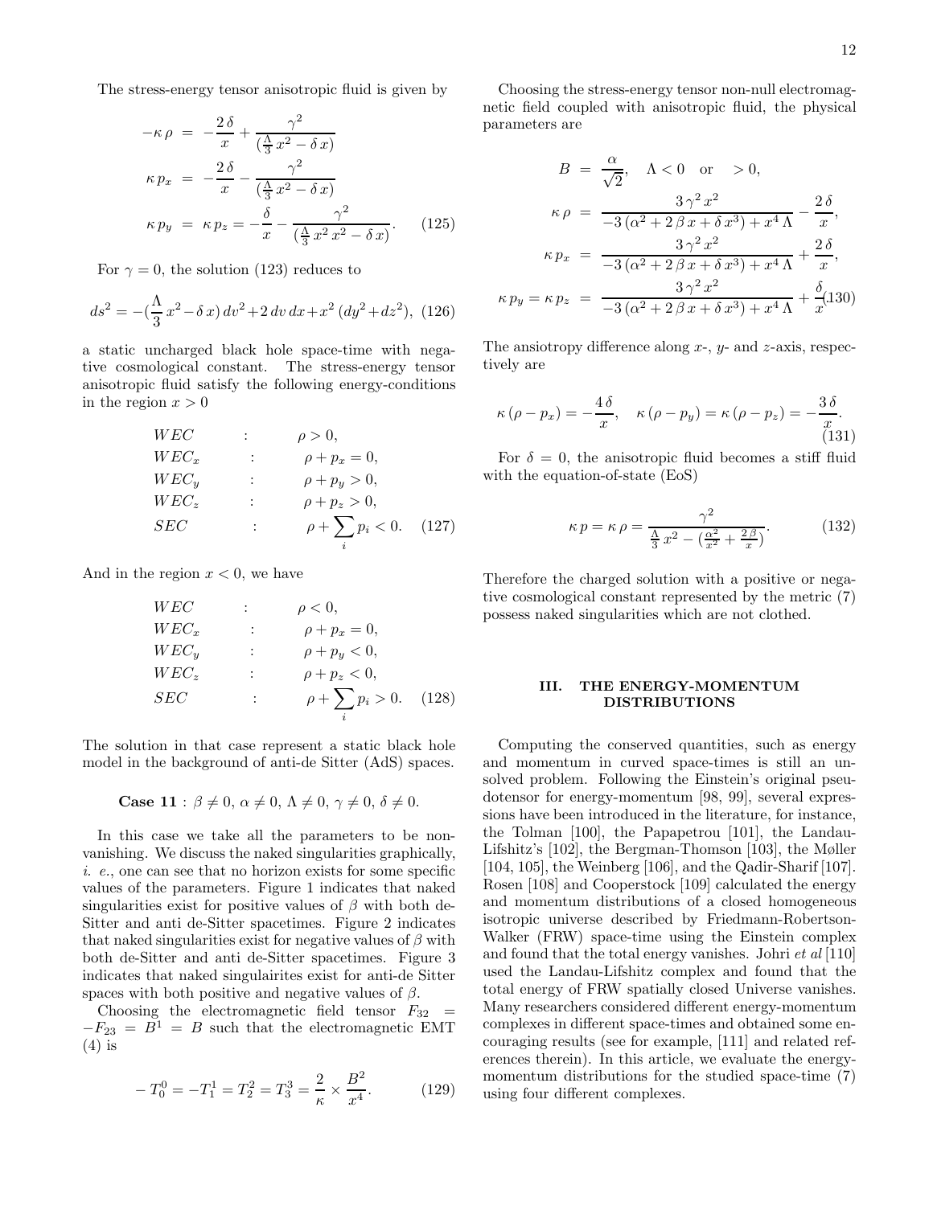The stress-energy tensor anisotropic fluid is given by

$$
\begin{aligned}
-\kappa\,\rho &= -\frac{2\,\delta}{x} + \frac{\gamma^2}{(\frac{\Lambda}{3}\,x^2 - \delta\,x)} \\
\kappa\,p_x &= -\frac{2\,\delta}{x} - \frac{\gamma^2}{(\frac{\Lambda}{3}\,x^2 - \delta\,x)} \\
\kappa\,p_y &= \kappa\,p_z = -\frac{\delta}{x} - \frac{\gamma^2}{(\frac{\Lambda}{3}\,x^2\,x^2 - \delta\,x)}.
\end{aligned}
\tag{125}
$$

For $\gamma = 0$, the solution (123) reduces to

$$
ds^2 = -(\frac{\Lambda}{3}\,x^2 - \delta\,x)\,dv^2 + 2\,dv\,dx + x^2\,(dy^2 + dz^2), \tag{126}
$$

a static uncharged black hole space-time with negative cosmological constant. The stress-energy tensor anisotropic fluid satisfy the following energy-conditions in the region $x > 0$

$$
\begin{aligned}
WEC &: \quad \rho > 0, \\
WEC_x &: \quad \rho + p_x = 0, \\
WEC_y &: \quad \rho + p_y > 0, \\
WEC_z &: \quad \rho + p_z > 0, \\
SEC &: \quad \rho + \sum_i p_i < 0.
\end{aligned}
\tag{127}
$$

And in the region $x < 0$, we have

$$
\begin{aligned}
WEC &: \quad \rho < 0, \\
WEC_x &: \quad \rho + p_x = 0, \\
WEC_y &: \quad \rho + p_y < 0, \\
WEC_z &: \quad \rho + p_z < 0, \\
SEC &: \quad \rho + \sum_i p_i > 0.
\end{aligned}
\tag{128}
$$

The solution in that case represent a static black hole model in the background of anti-de Sitter (AdS) spaces.

**Case 11** : $\beta \neq 0,\ \alpha \neq 0,\ \Lambda \neq 0,\ \gamma \neq 0,\ \delta \neq 0.$

In this case we take all the parameters to be non-vanishing. We discuss the naked singularities graphically, *i. e.*, one can see that no horizon exists for some specific values of the parameters. Figure 1 indicates that naked singularities exist for positive values of $\beta$ with both de-Sitter and anti de-Sitter spacetimes. Figure 2 indicates that naked singularities exist for negative values of $\beta$ with both de-Sitter and anti de-Sitter spacetimes. Figure 3 indicates that naked singulairites exist for anti-de Sitter spaces with both positive and negative values of $\beta$.

Choosing the electromagnetic field tensor $F_{32} = -F_{23} = B^1 = B$ such that the electromagnetic EMT (4) is

$$
-T^0_0 = -T^1_1 = T^2_2 = T^3_3 = \frac{2}{\kappa} \times \frac{B^2}{x^4}. \tag{129}
$$

Choosing the stress-energy tensor non-null electromagnetic field coupled with anisotropic fluid, the physical parameters are

$$
\begin{aligned}
B &= \frac{\alpha}{\sqrt{2}}, \quad \Lambda < 0 \quad \text{or} \quad > 0, \\
\kappa\,\rho &= \frac{3\,\gamma^2\,x^2}{-3\,(\alpha^2 + 2\,\beta\,x + \delta\,x^3) + x^4\,\Lambda} - \frac{2\,\delta}{x}, \\
\kappa\,p_x &= \frac{3\,\gamma^2\,x^2}{-3\,(\alpha^2 + 2\,\beta\,x + \delta\,x^3) + x^4\,\Lambda} + \frac{2\,\delta}{x}, \\
\kappa\,p_y = \kappa\,p_z &= \frac{3\,\gamma^2\,x^2}{-3\,(\alpha^2 + 2\,\beta\,x + \delta\,x^3) + x^4\,\Lambda} + \frac{\delta}{x}.
\end{aligned}
\tag{130}
$$

The ansiotropy difference along $x$-, $y$- and $z$-axis, respectively are

$$
\kappa\,(\rho - p_x) = -\frac{4\,\delta}{x}, \quad \kappa\,(\rho - p_y) = \kappa\,(\rho - p_z) = -\frac{3\,\delta}{x}. \tag{131}
$$

For $\delta = 0$, the anisotropic fluid becomes a stiff fluid with the equation-of-state (EoS)

$$
\kappa\,p = \kappa\,\rho = \frac{\gamma^2}{\frac{\Lambda}{3}\,x^2 - (\frac{\alpha^2}{x^2} + \frac{2\,\beta}{x})}. \tag{132}
$$

Therefore the charged solution with a positive or negative cosmological constant represented by the metric (7) possess naked singularities which are not clothed.

## III. THE ENERGY-MOMENTUM DISTRIBUTIONS

Computing the conserved quantities, such as energy and momentum in curved space-times is still an unsolved problem. Following the Einstein's original pseudotensor for energy-momentum [98, 99], several expressions have been introduced in the literature, for instance, the Tolman [100], the Papapetrou [101], the Landau-Lifshitz's [102], the Bergman-Thomson [103], the Møller [104, 105], the Weinberg [106], and the Qadir-Sharif [107]. Rosen [108] and Cooperstock [109] calculated the energy and momentum distributions of a closed homogeneous isotropic universe described by Friedmann-Robertson-Walker (FRW) space-time using the Einstein complex and found that the total energy vanishes. Johri *et al* [110] used the Landau-Lifshitz complex and found that the total energy of FRW spatially closed Universe vanishes. Many researchers considered different energy-momentum complexes in different space-times and obtained some encouraging results (see for example, [111] and related references therein). In this article, we evaluate the energy-momentum distributions for the studied space-time (7) using four different complexes.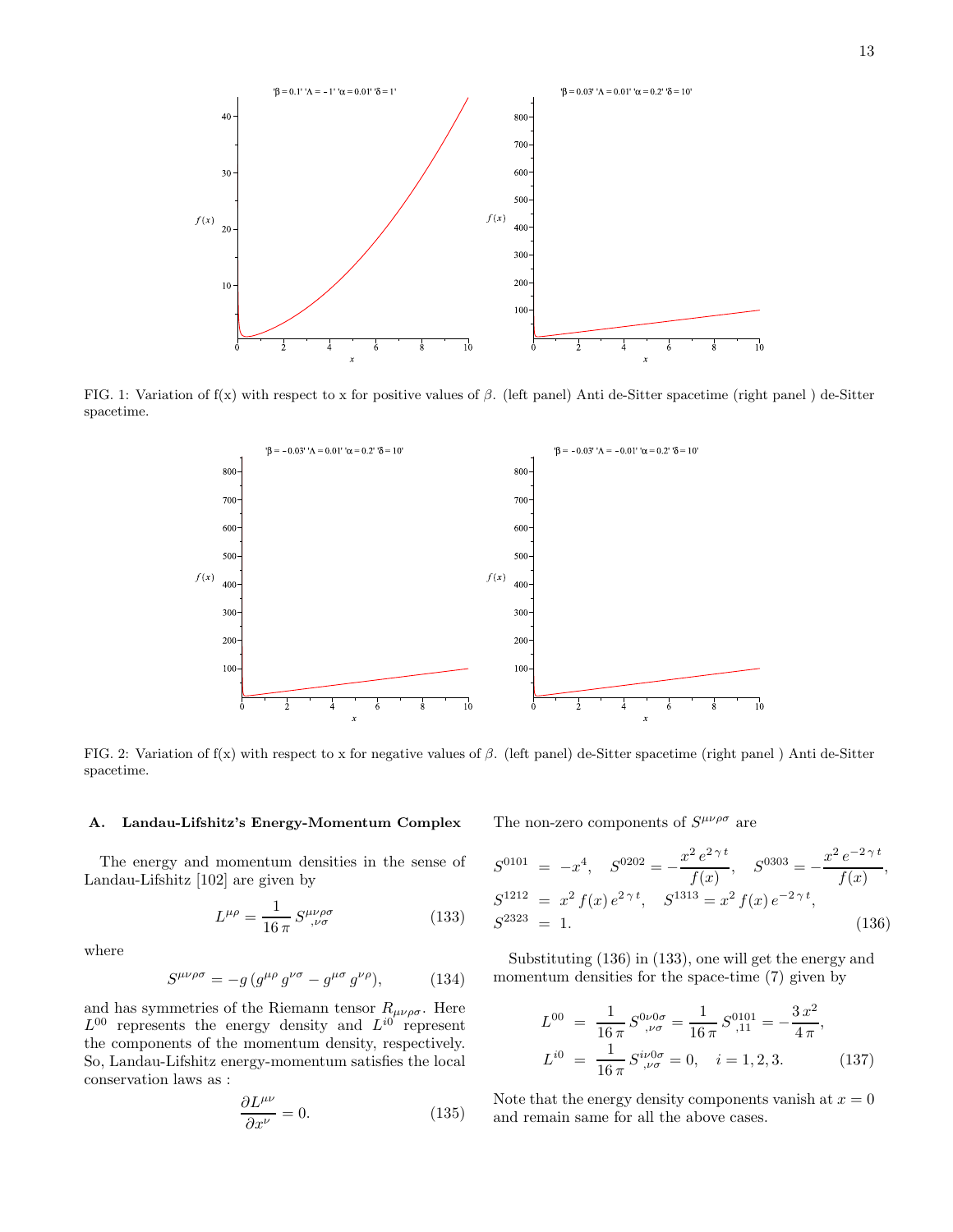FIG. 1: Variation of f(x) with respect to x for positive values of $\beta$. (left panel) Anti de-Sitter spacetime (right panel ) de-Sitter spacetime.

FIG. 2: Variation of f(x) with respect to x for negative values of $\beta$. (left panel) de-Sitter spacetime (right panel ) Anti de-Sitter spacetime.

### A. Landau-Lifshitz's Energy-Momentum Complex

The energy and momentum densities in the sense of Landau-Lifshitz [102] are given by

$$L^{\mu\rho} = \frac{1}{16\,\pi}\,S^{\mu\nu\rho\sigma}_{\;\;,\nu\sigma} \tag{133}$$

where

$$S^{\mu\nu\rho\sigma} = -g\,(g^{\mu\rho}\,g^{\nu\sigma} - g^{\mu\sigma}\,g^{\nu\rho}), \tag{134}$$

and has symmetries of the Riemann tensor $R_{\mu\nu\rho\sigma}$. Here $L^{00}$ represents the energy density and $L^{i0}$ represent the components of the momentum density, respectively. So, Landau-Lifshitz energy-momentum satisfies the local conservation laws as :

$$\frac{\partial L^{\mu\nu}}{\partial x^{\nu}} = 0. \tag{135}$$

The non-zero components of $S^{\mu\nu\rho\sigma}$ are

$$\begin{aligned}
S^{0101} &= -x^4, \quad S^{0202} = -\frac{x^2\,e^{2\,\gamma\,t}}{f(x)}, \quad S^{0303} = -\frac{x^2\,e^{-2\,\gamma\,t}}{f(x)},\\
S^{1212} &= x^2\,f(x)\,e^{2\,\gamma\,t}, \quad S^{1313} = x^2\,f(x)\,e^{-2\,\gamma\,t},\\
S^{2323} &= 1.
\end{aligned} \tag{136}$$

Substituting (136) in (133), one will get the energy and momentum densities for the space-time (7) given by

$$\begin{aligned}
L^{00} &= \frac{1}{16\,\pi}\,S^{0\nu0\sigma}_{\;\;,\nu\sigma} = \frac{1}{16\,\pi}\,S^{0101}_{\;\;,11} = -\frac{3\,x^2}{4\,\pi},\\
L^{i0} &= \frac{1}{16\,\pi}\,S^{i\nu0\sigma}_{\;\;,\nu\sigma} = 0, \quad i = 1, 2, 3.
\end{aligned} \tag{137}$$

Note that the energy density components vanish at $x = 0$ and remain same for all the above cases.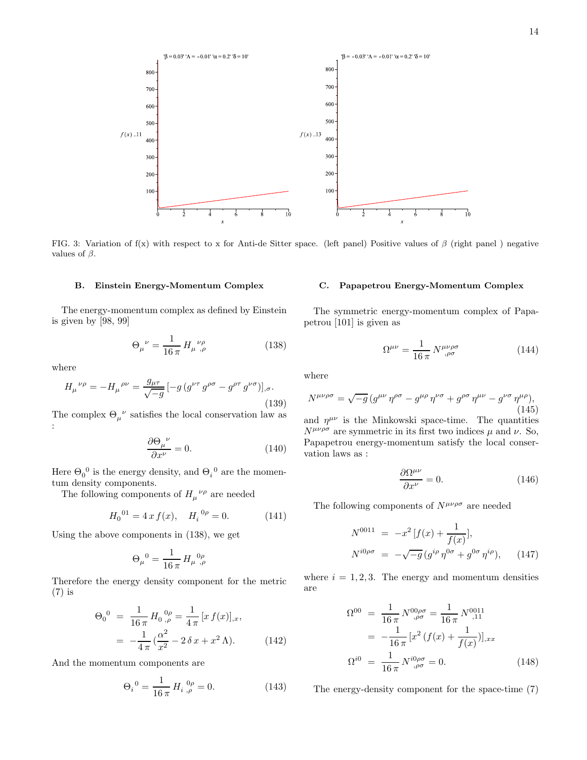FIG. 3: Variation of f(x) with respect to x for Anti-de Sitter space. (left panel) Positive values of $\beta$ (right panel ) negative values of $\beta$.

### B. Einstein Energy-Momentum Complex

The energy-momentum complex as defined by Einstein is given by [98, 99]

$$\Theta_{\mu}{}^{\nu} = \frac{1}{16\,\pi}\, H_{\mu}{}^{\nu\rho}{}_{,\rho} \tag{138}$$

where

$$H_{\mu}{}^{\nu\rho} = -H_{\mu}{}^{\rho\nu} = \frac{g_{\mu\tau}}{\sqrt{-g}}\,[-g\,(g^{\nu\tau}\,g^{\rho\sigma} - g^{\rho\tau}\,g^{\nu\sigma})]_{,\sigma}. \tag{139}$$

The complex $\Theta_{\mu}{}^{\nu}$ satisfies the local conservation law as :

$$\frac{\partial \Theta_{\mu}{}^{\nu}}{\partial x^{\nu}} = 0. \tag{140}$$

Here $\Theta_{0}{}^{0}$ is the energy density, and $\Theta_{i}{}^{0}$ are the momentum density components.

The following components of $H_{\mu}{}^{\nu\rho}$ are needed

$$H_{0}{}^{01} = 4\,x\,f(x), \quad H_{i}{}^{0\rho} = 0. \tag{141}$$

Using the above components in (138), we get

$$\Theta_{\mu}{}^{0} = \frac{1}{16\,\pi}\, H_{\mu}{}^{0\rho}{}_{,\rho}$$

Therefore the energy density component for the metric (7) is

$$\begin{aligned}
\Theta_{0}{}^{0} &= \frac{1}{16\,\pi}\, H_{0}{}^{0\rho}{}_{,\rho} = \frac{1}{4\,\pi}\,[x\,f(x)]_{,x}, \\
&= -\frac{1}{4\,\pi}\,(\frac{\alpha^2}{x^2} - 2\,\delta\,x + x^2\,\Lambda).
\end{aligned} \tag{142}$$

And the momentum components are

$$\Theta_{i}{}^{0} = \frac{1}{16\,\pi}\, H_{i}{}^{0\rho}{}_{,\rho} = 0. \tag{143}$$

### C. Papapetrou Energy-Momentum Complex

The symmetric energy-momentum complex of Papapetrou [101] is given as

$$\Omega^{\mu\nu} = \frac{1}{16\,\pi}\, N^{\mu\nu\rho\sigma}_{\;\;\;\;\;\;\;\;,\rho\sigma} \tag{144}$$

where

$$N^{\mu\nu\rho\sigma} = \sqrt{-g}\,(g^{\mu\nu}\,\eta^{\rho\sigma} - g^{\mu\rho}\,\eta^{\nu\sigma} + g^{\rho\sigma}\,\eta^{\mu\nu} - g^{\nu\sigma}\,\eta^{\mu\rho}), \tag{145}$$

and $\eta^{\mu\nu}$ is the Minkowski space-time. The quantities $N^{\mu\nu\rho\sigma}$ are symmetric in its first two indices $\mu$ and $\nu$. So, Papapetrou energy-momentum satisfy the local conservation laws as :

$$\frac{\partial \Omega^{\mu\nu}}{\partial x^{\nu}} = 0. \tag{146}$$

The following components of $N^{\mu\nu\rho\sigma}$ are needed

$$\begin{aligned}
N^{0011} &= -x^2\,[f(x) + \frac{1}{f(x)}], \\
N^{i0\rho\sigma} &= -\sqrt{-g}\,(g^{i\rho}\,\eta^{0\sigma} + g^{0\sigma}\,\eta^{i\rho}),
\end{aligned} \tag{147}$$

where $i = 1, 2, 3$. The energy and momentum densities are

$$\begin{aligned}
\Omega^{00} &= \frac{1}{16\,\pi}\, N^{00\rho\sigma}_{\;\;\;\;\;\;\;,\rho\sigma} = \frac{1}{16\,\pi}\, N^{0011}_{\;\;\;\;\;,11} \\
&= -\frac{1}{16\,\pi}\,[x^2\,(f(x) + \frac{1}{f(x)})]_{,xx} \\
\Omega^{i0} &= \frac{1}{16\,\pi}\, N^{i0\rho\sigma}_{\;\;\;\;\;\;\;,\rho\sigma} = 0.
\end{aligned} \tag{148}$$

The energy-density component for the space-time (7)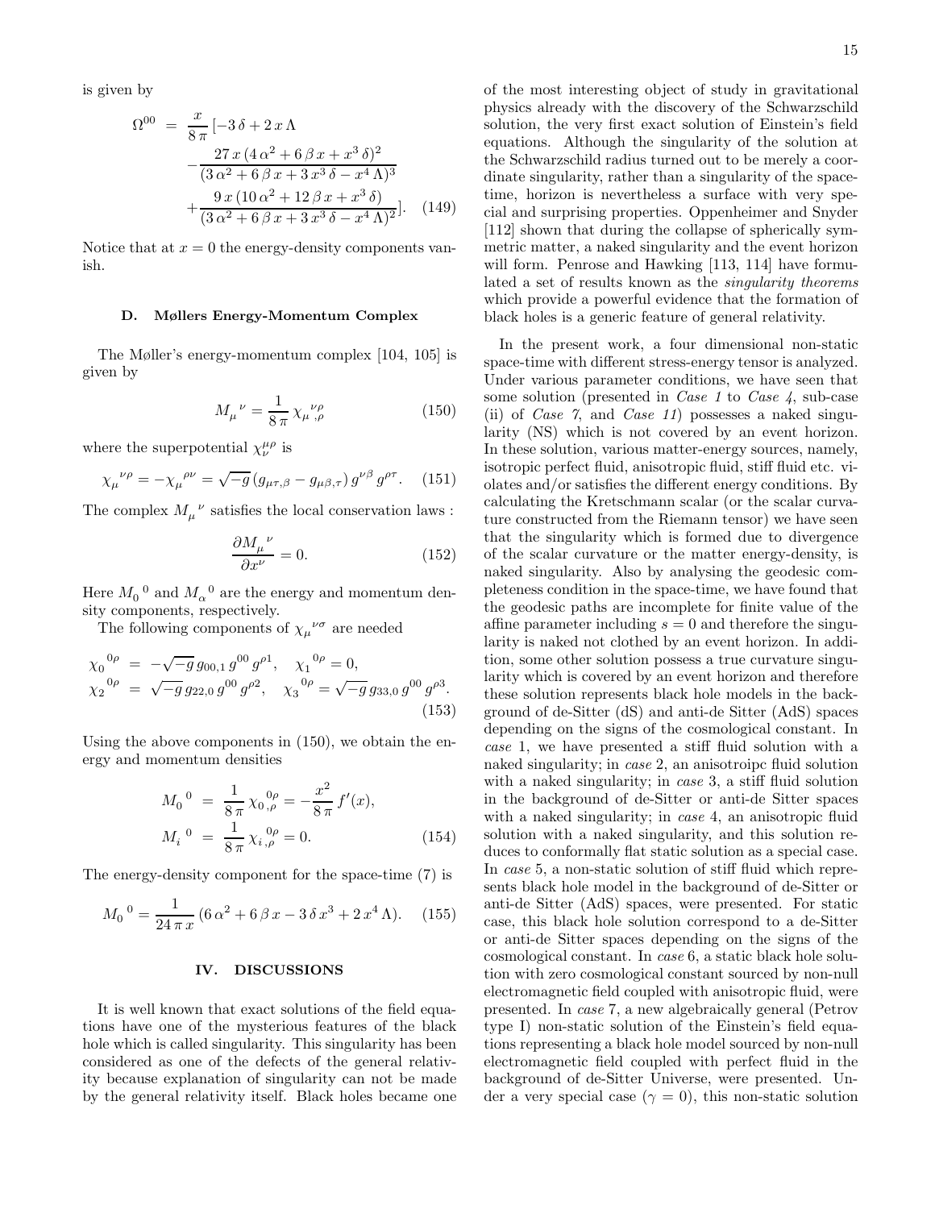is given by

$$\Omega^{00} = \frac{x}{8\pi}[-3\delta + 2x\Lambda - \frac{27x(4\alpha^2 + 6\beta x + x^3\delta)^2}{(3\alpha^2 + 6\beta x + 3x^3\delta - x^4\Lambda)^3} + \frac{9x(10\alpha^2 + 12\beta x + x^3\delta)}{(3\alpha^2 + 6\beta x + 3x^3\delta - x^4\Lambda)^2}]. \quad (149)$$

Notice that at $x = 0$ the energy-density components vanish.

### D. Møllers Energy-Momentum Complex

The Møller's energy-momentum complex [104, 105] is given by

$$M_\mu{}^\nu = \frac{1}{8\pi}\chi_\mu{}^{\nu\rho}{}_{,\rho} \quad (150)$$

where the superpotential $\chi_\nu^{\mu\rho}$ is

$$\chi_\mu{}^{\nu\rho} = -\chi_\mu{}^{\rho\nu} = \sqrt{-g}\,(g_{\mu\tau,\beta} - g_{\mu\beta,\tau})\,g^{\nu\beta}\,g^{\rho\tau}. \quad (151)$$

The complex $M_\mu{}^\nu$ satisfies the local conservation laws :

$$\frac{\partial M_\mu{}^\nu}{\partial x^\nu} = 0. \quad (152)$$

Here $M_0{}^0$ and $M_\alpha{}^0$ are the energy and momentum density components, respectively.

The following components of $\chi_\mu{}^{\nu\sigma}$ are needed

$$\chi_0{}^{0\rho} = -\sqrt{-g}\,g_{00,1}\,g^{00}\,g^{\rho 1}, \quad \chi_1{}^{0\rho} = 0,$$
$$\chi_2{}^{0\rho} = \sqrt{-g}\,g_{22,0}\,g^{00}\,g^{\rho 2}, \quad \chi_3{}^{0\rho} = \sqrt{-g}\,g_{33,0}\,g^{00}\,g^{\rho 3}. \quad (153)$$

Using the above components in (150), we obtain the energy and momentum densities

$$M_0{}^0 = \frac{1}{8\pi}\chi_0{}^{0\rho}{}_{,\rho} = -\frac{x^2}{8\pi}f'(x),$$
$$M_i{}^0 = \frac{1}{8\pi}\chi_i{}^{0\rho}{}_{,\rho} = 0. \quad (154)$$

The energy-density component for the space-time (7) is

$$M_0{}^0 = \frac{1}{24\pi x}(6\alpha^2 + 6\beta x - 3\delta x^3 + 2x^4\Lambda). \quad (155)$$

## IV. DISCUSSIONS

It is well known that exact solutions of the field equations have one of the mysterious features of the black hole which is called singularity. This singularity has been considered as one of the defects of the general relativity because explanation of singularity can not be made by the general relativity itself. Black holes became one of the most interesting object of study in gravitational physics already with the discovery of the Schwarzschild solution, the very first exact solution of Einstein's field equations. Although the singularity of the solution at the Schwarzschild radius turned out to be merely a coordinate singularity, rather than a singularity of the space-time, horizon is nevertheless a surface with very special and surprising properties. Oppenheimer and Snyder [112] shown that during the collapse of spherically symmetric matter, a naked singularity and the event horizon will form. Penrose and Hawking [113, 114] have formulated a set of results known as the *singularity theorems* which provide a powerful evidence that the formation of black holes is a generic feature of general relativity.

In the present work, a four dimensional non-static space-time with different stress-energy tensor is analyzed. Under various parameter conditions, we have seen that some solution (presented in *Case 1* to *Case 4*, sub-case (ii) of *Case 7*, and *Case 11*) possesses a naked singularity (NS) which is not covered by an event horizon. In these solution, various matter-energy sources, namely, isotropic perfect fluid, anisotropic fluid, stiff fluid etc. violates and/or satisfies the different energy conditions. By calculating the Kretschmann scalar (or the scalar curvature constructed from the Riemann tensor) we have seen that the singularity which is formed due to divergence of the scalar curvature or the matter energy-density, is naked singularity. Also by analysing the geodesic completeness condition in the space-time, we have found that the geodesic paths are incomplete for finite value of the affine parameter including $s = 0$ and therefore the singularity is naked not clothed by an event horizon. In addition, some other solution possess a true curvature singularity which is covered by an event horizon and therefore these solution represents black hole models in the background of de-Sitter (dS) and anti-de Sitter (AdS) spaces depending on the signs of the cosmological constant. In *case* 1, we have presented a stiff fluid solution with a naked singularity; in *case* 2, an anisotroipc fluid solution with a naked singularity; in *case* 3, a stiff fluid solution in the background of de-Sitter or anti-de Sitter spaces with a naked singularity; in *case* 4, an anisotropic fluid solution with a naked singularity, and this solution reduces to conformally flat static solution as a special case. In *case* 5, a non-static solution of stiff fluid which represents black hole model in the background of de-Sitter or anti-de Sitter (AdS) spaces, were presented. For static case, this black hole solution correspond to a de-Sitter or anti-de Sitter spaces depending on the signs of the cosmological constant. In *case* 6, a static black hole solution with zero cosmological constant sourced by non-null electromagnetic field coupled with anisotropic fluid, were presented. In *case* 7, a new algebraically general (Petrov type I) non-static solution of the Einstein's field equations representing a black hole model sourced by non-null electromagnetic field coupled with perfect fluid in the background of de-Sitter Universe, were presented. Under a very special case ($\gamma = 0$), this non-static solution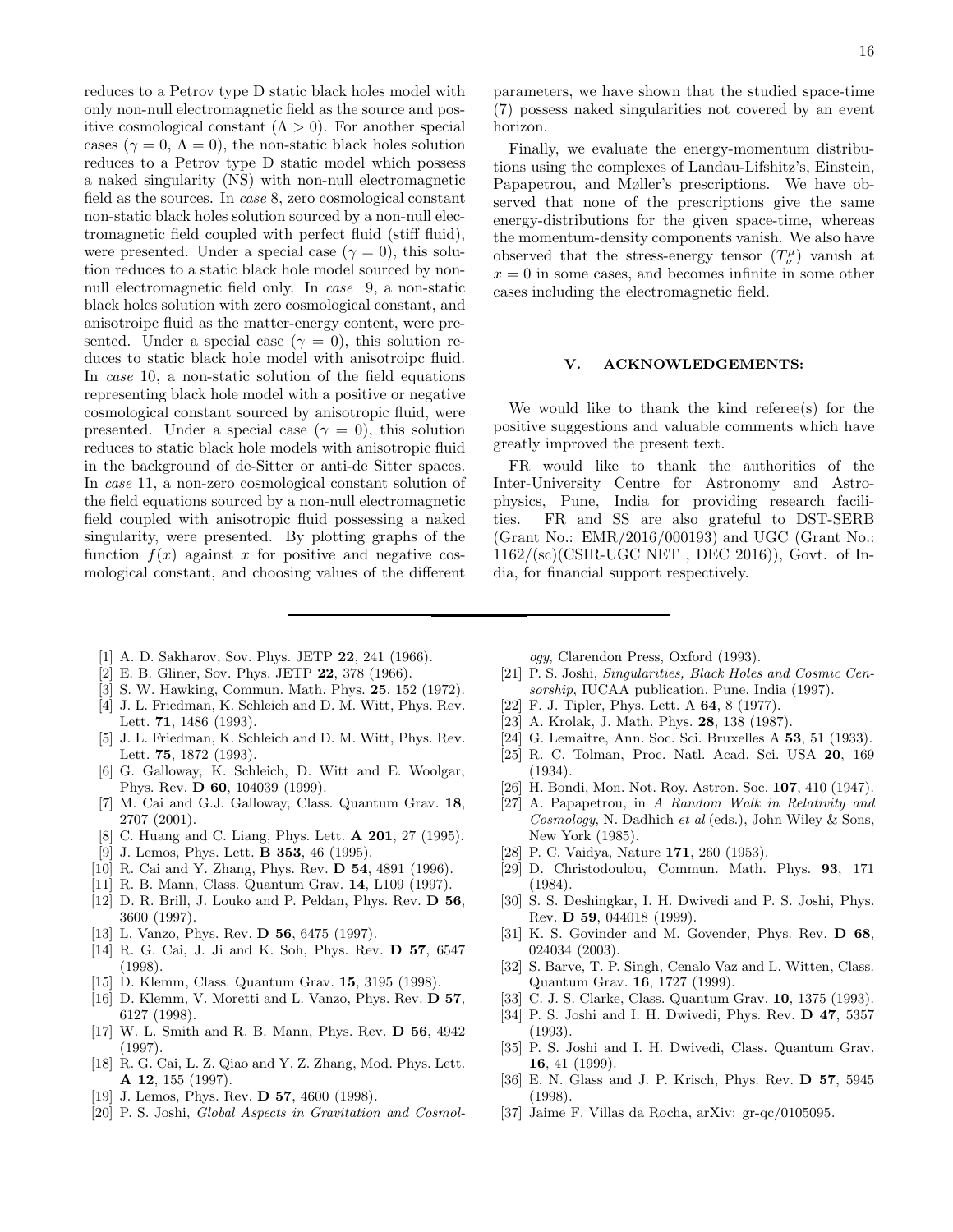reduces to a Petrov type D static black holes model with only non-null electromagnetic field as the source and positive cosmological constant ($\Lambda > 0$). For another special cases ($\gamma = 0$, $\Lambda = 0$), the non-static black holes solution reduces to a Petrov type D static model which possess a naked singularity (NS) with non-null electromagnetic field as the sources. In *case* 8, zero cosmological constant non-static black holes solution sourced by a non-null electromagnetic field coupled with perfect fluid (stiff fluid), were presented. Under a special case ($\gamma = 0$), this solution reduces to a static black hole model sourced by non-null electromagnetic field only. In *case* 9, a non-static black holes solution with zero cosmological constant, and anisotroipc fluid as the matter-energy content, were presented. Under a special case ($\gamma = 0$), this solution reduces to static black hole model with anisotroipc fluid. In *case* 10, a non-static solution of the field equations representing black hole model with a positive or negative cosmological constant sourced by anisotropic fluid, were presented. Under a special case ($\gamma = 0$), this solution reduces to static black hole models with anisotropic fluid in the background of de-Sitter or anti-de Sitter spaces. In *case* 11, a non-zero cosmological constant solution of the field equations sourced by a non-null electromagnetic field coupled with anisotropic fluid possessing a naked singularity, were presented. By plotting graphs of the function $f(x)$ against $x$ for positive and negative cosmological constant, and choosing values of the different parameters, we have shown that the studied space-time (7) possess naked singularities not covered by an event horizon.

Finally, we evaluate the energy-momentum distributions using the complexes of Landau-Lifshitz's, Einstein, Papapetrou, and Møller's prescriptions. We have observed that none of the prescriptions give the same energy-distributions for the given space-time, whereas the momentum-density components vanish. We also have observed that the stress-energy tensor ($T^{\mu}_{\nu}$) vanish at $x = 0$ in some cases, and becomes infinite in some other cases including the electromagnetic field.

## V. ACKNOWLEDGEMENTS:

We would like to thank the kind referee(s) for the positive suggestions and valuable comments which have greatly improved the present text.

FR would like to thank the authorities of the Inter-University Centre for Astronomy and Astrophysics, Pune, India for providing research facilities. FR and SS are also grateful to DST-SERB (Grant No.: EMR/2016/000193) and UGC (Grant No.: 1162/(sc)(CSIR-UGC NET , DEC 2016)), Govt. of India, for financial support respectively.

---

[1] A. D. Sakharov, Sov. Phys. JETP **22**, 241 (1966).
[2] E. B. Gliner, Sov. Phys. JETP **22**, 378 (1966).
[3] S. W. Hawking, Commun. Math. Phys. **25**, 152 (1972).
[4] J. L. Friedman, K. Schleich and D. M. Witt, Phys. Rev. Lett. **71**, 1486 (1993).
[5] J. L. Friedman, K. Schleich and D. M. Witt, Phys. Rev. Lett. **75**, 1872 (1993).
[6] G. Galloway, K. Schleich, D. Witt and E. Woolgar, Phys. Rev. **D 60**, 104039 (1999).
[7] M. Cai and G.J. Galloway, Class. Quantum Grav. **18**, 2707 (2001).
[8] C. Huang and C. Liang, Phys. Lett. **A 201**, 27 (1995).
[9] J. Lemos, Phys. Lett. **B 353**, 46 (1995).
[10] R. Cai and Y. Zhang, Phys. Rev. **D 54**, 4891 (1996).
[11] R. B. Mann, Class. Quantum Grav. **14**, L109 (1997).
[12] D. R. Brill, J. Louko and P. Peldan, Phys. Rev. **D 56**, 3600 (1997).
[13] L. Vanzo, Phys. Rev. **D 56**, 6475 (1997).
[14] R. G. Cai, J. Ji and K. Soh, Phys. Rev. **D 57**, 6547 (1998).
[15] D. Klemm, Class. Quantum Grav. **15**, 3195 (1998).
[16] D. Klemm, V. Moretti and L. Vanzo, Phys. Rev. **D 57**, 6127 (1998).
[17] W. L. Smith and R. B. Mann, Phys. Rev. **D 56**, 4942 (1997).
[18] R. G. Cai, L. Z. Qiao and Y. Z. Zhang, Mod. Phys. Lett. **A 12**, 155 (1997).
[19] J. Lemos, Phys. Rev. **D 57**, 4600 (1998).
[20] P. S. Joshi, *Global Aspects in Gravitation and Cosmology*, Clarendon Press, Oxford (1993).
[21] P. S. Joshi, *Singularities, Black Holes and Cosmic Censorship*, IUCAA publication, Pune, India (1997).
[22] F. J. Tipler, Phys. Lett. A **64**, 8 (1977).
[23] A. Krolak, J. Math. Phys. **28**, 138 (1987).
[24] G. Lemaitre, Ann. Soc. Sci. Bruxelles A **53**, 51 (1933).
[25] R. C. Tolman, Proc. Natl. Acad. Sci. USA **20**, 169 (1934).
[26] H. Bondi, Mon. Not. Roy. Astron. Soc. **107**, 410 (1947).
[27] A. Papapetrou, in *A Random Walk in Relativity and Cosmology*, N. Dadhich *et al* (eds.), John Wiley & Sons, New York (1985).
[28] P. C. Vaidya, Nature **171**, 260 (1953).
[29] D. Christodoulou, Commun. Math. Phys. **93**, 171 (1984).
[30] S. S. Deshingkar, I. H. Dwivedi and P. S. Joshi, Phys. Rev. **D 59**, 044018 (1999).
[31] K. S. Govinder and M. Govender, Phys. Rev. **D 68**, 024034 (2003).
[32] S. Barve, T. P. Singh, Cenalo Vaz and L. Witten, Class. Quantum Grav. **16**, 1727 (1999).
[33] C. J. S. Clarke, Class. Quantum Grav. **10**, 1375 (1993).
[34] P. S. Joshi and I. H. Dwivedi, Phys. Rev. **D 47**, 5357 (1993).
[35] P. S. Joshi and I. H. Dwivedi, Class. Quantum Grav. **16**, 41 (1999).
[36] E. N. Glass and J. P. Krisch, Phys. Rev. **D 57**, 5945 (1998).
[37] Jaime F. Villas da Rocha, arXiv: gr-qc/0105095.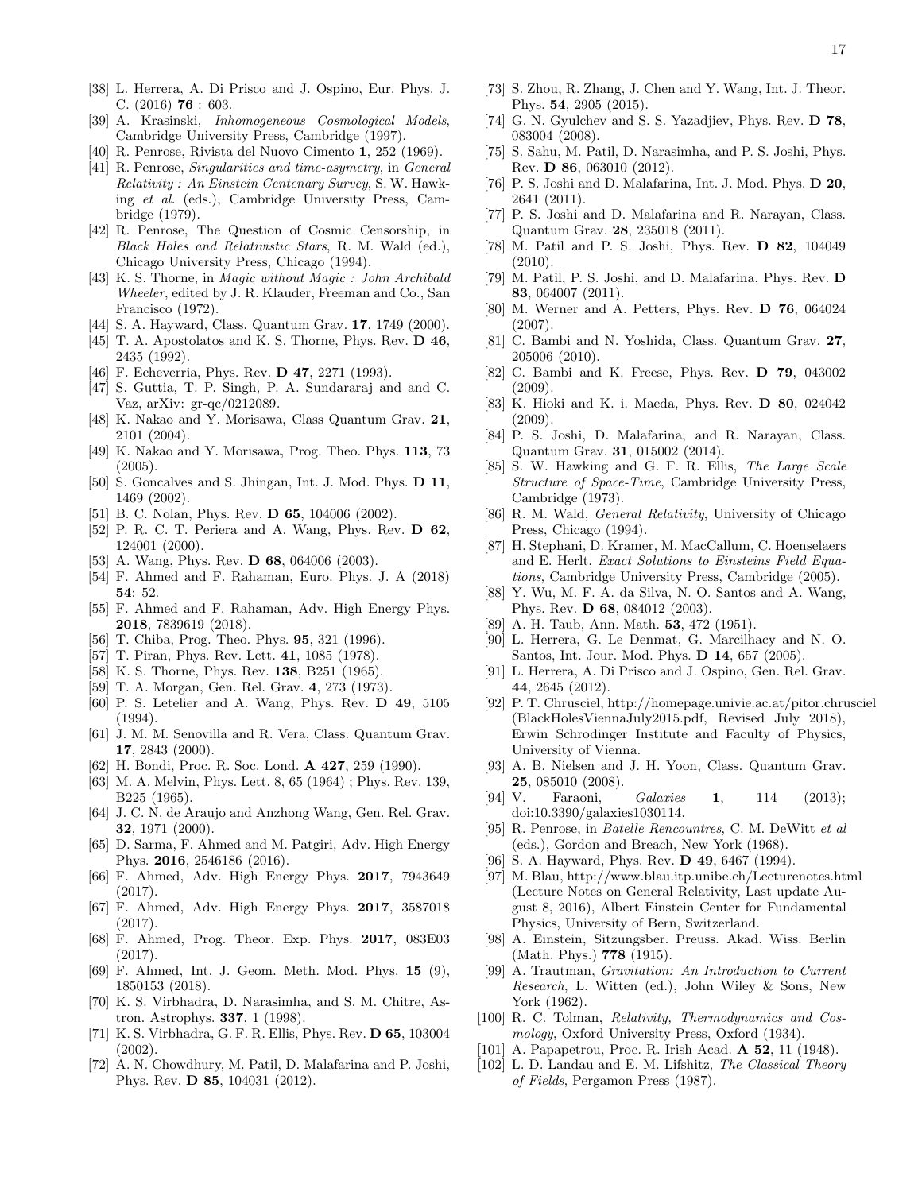[38] L. Herrera, A. Di Prisco and J. Ospino, Eur. Phys. J. C. (2016) **76** : 603.

[39] A. Krasinski, *Inhomogeneous Cosmological Models*, Cambridge University Press, Cambridge (1997).

[40] R. Penrose, Rivista del Nuovo Cimento **1**, 252 (1969).

[41] R. Penrose, *Singularities and time-asymetry*, in *General Relativity : An Einstein Centenary Survey*, S. W. Hawking *et al.* (eds.), Cambridge University Press, Cambridge (1979).

[42] R. Penrose, The Question of Cosmic Censorship, in *Black Holes and Relativistic Stars*, R. M. Wald (ed.), Chicago University Press, Chicago (1994).

[43] K. S. Thorne, in *Magic without Magic : John Archibald Wheeler*, edited by J. R. Klauder, Freeman and Co., San Francisco (1972).

[44] S. A. Hayward, Class. Quantum Grav. **17**, 1749 (2000).

[45] T. A. Apostolatos and K. S. Thorne, Phys. Rev. **D 46**, 2435 (1992).

[46] F. Echeverria, Phys. Rev. **D 47**, 2271 (1993).

[47] S. Guttia, T. P. Singh, P. A. Sundararaj and and C. Vaz, arXiv: gr-qc/0212089.

[48] K. Nakao and Y. Morisawa, Class Quantum Grav. **21**, 2101 (2004).

[49] K. Nakao and Y. Morisawa, Prog. Theo. Phys. **113**, 73 (2005).

[50] S. Goncalves and S. Jhingan, Int. J. Mod. Phys. **D 11**, 1469 (2002).

[51] B. C. Nolan, Phys. Rev. **D 65**, 104006 (2002).

[52] P. R. C. T. Periera and A. Wang, Phys. Rev. **D 62**, 124001 (2000).

[53] A. Wang, Phys. Rev. **D 68**, 064006 (2003).

[54] F. Ahmed and F. Rahaman, Euro. Phys. J. A (2018) **54**: 52.

[55] F. Ahmed and F. Rahaman, Adv. High Energy Phys. **2018**, 7839619 (2018).

[56] T. Chiba, Prog. Theo. Phys. **95**, 321 (1996).

[57] T. Piran, Phys. Rev. Lett. **41**, 1085 (1978).

[58] K. S. Thorne, Phys. Rev. **138**, B251 (1965).

[59] T. A. Morgan, Gen. Rel. Grav. **4**, 273 (1973).

[60] P. S. Letelier and A. Wang, Phys. Rev. **D 49**, 5105 (1994).

[61] J. M. M. Senovilla and R. Vera, Class. Quantum Grav. **17**, 2843 (2000).

[62] H. Bondi, Proc. R. Soc. Lond. **A 427**, 259 (1990).

[63] M. A. Melvin, Phys. Lett. 8, 65 (1964) ; Phys. Rev. 139, B225 (1965).

[64] J. C. N. de Araujo and Anzhong Wang, Gen. Rel. Grav. **32**, 1971 (2000).

[65] D. Sarma, F. Ahmed and M. Patgiri, Adv. High Energy Phys. **2016**, 2546186 (2016).

[66] F. Ahmed, Adv. High Energy Phys. **2017**, 7943649 (2017).

[67] F. Ahmed, Adv. High Energy Phys. **2017**, 3587018 (2017).

[68] F. Ahmed, Prog. Theor. Exp. Phys. **2017**, 083E03 (2017).

[69] F. Ahmed, Int. J. Geom. Meth. Mod. Phys. **15** (9), 1850153 (2018).

[70] K. S. Virbhadra, D. Narasimha, and S. M. Chitre, Astron. Astrophys. **337**, 1 (1998).

[71] K. S. Virbhadra, G. F. R. Ellis, Phys. Rev. **D 65**, 103004 (2002).

[72] A. N. Chowdhury, M. Patil, D. Malafarina and P. Joshi, Phys. Rev. **D 85**, 104031 (2012).

[73] S. Zhou, R. Zhang, J. Chen and Y. Wang, Int. J. Theor. Phys. **54**, 2905 (2015).

[74] G. N. Gyulchev and S. S. Yazadjiev, Phys. Rev. **D 78**, 083004 (2008).

[75] S. Sahu, M. Patil, D. Narasimha, and P. S. Joshi, Phys. Rev. **D 86**, 063010 (2012).

[76] P. S. Joshi and D. Malafarina, Int. J. Mod. Phys. **D 20**, 2641 (2011).

[77] P. S. Joshi and D. Malafarina and R. Narayan, Class. Quantum Grav. **28**, 235018 (2011).

[78] M. Patil and P. S. Joshi, Phys. Rev. **D 82**, 104049 (2010).

[79] M. Patil, P. S. Joshi, and D. Malafarina, Phys. Rev. **D 83**, 064007 (2011).

[80] M. Werner and A. Petters, Phys. Rev. **D 76**, 064024 (2007).

[81] C. Bambi and N. Yoshida, Class. Quantum Grav. **27**, 205006 (2010).

[82] C. Bambi and K. Freese, Phys. Rev. **D 79**, 043002 (2009).

[83] K. Hioki and K. i. Maeda, Phys. Rev. **D 80**, 024042 (2009).

[84] P. S. Joshi, D. Malafarina, and R. Narayan, Class. Quantum Grav. **31**, 015002 (2014).

[85] S. W. Hawking and G. F. R. Ellis, *The Large Scale Structure of Space-Time*, Cambridge University Press, Cambridge (1973).

[86] R. M. Wald, *General Relativity*, University of Chicago Press, Chicago (1994).

[87] H. Stephani, D. Kramer, M. MacCallum, C. Hoenselaers and E. Herlt, *Exact Solutions to Einsteins Field Equations*, Cambridge University Press, Cambridge (2005).

[88] Y. Wu, M. F. A. da Silva, N. O. Santos and A. Wang, Phys. Rev. **D 68**, 084012 (2003).

[89] A. H. Taub, Ann. Math. **53**, 472 (1951).

[90] L. Herrera, G. Le Denmat, G. Marcilhacy and N. O. Santos, Int. Jour. Mod. Phys. **D 14**, 657 (2005).

[91] L. Herrera, A. Di Prisco and J. Ospino, Gen. Rel. Grav. **44**, 2645 (2012).

[92] P. T. Chrusciel, http://homepage.univie.ac.at/pitor.chrusciel (BlackHolesViennaJuly2015.pdf, Revised July 2018), Erwin Schrodinger Institute and Faculty of Physics, University of Vienna.

[93] A. B. Nielsen and J. H. Yoon, Class. Quantum Grav. **25**, 085010 (2008).

[94] V. Faraoni, *Galaxies* **1**, 114 (2013); doi:10.3390/galaxies1030114.

[95] R. Penrose, in *Batelle Rencountres*, C. M. DeWitt *et al* (eds.), Gordon and Breach, New York (1968).

[96] S. A. Hayward, Phys. Rev. **D 49**, 6467 (1994).

[97] M. Blau, http://www.blau.itp.unibe.ch/Lecturenotes.html (Lecture Notes on General Relativity, Last update August 8, 2016), Albert Einstein Center for Fundamental Physics, University of Bern, Switzerland.

[98] A. Einstein, Sitzungsber. Preuss. Akad. Wiss. Berlin (Math. Phys.) **778** (1915).

[99] A. Trautman, *Gravitation: An Introduction to Current Research*, L. Witten (ed.), John Wiley & Sons, New York (1962).

[100] R. C. Tolman, *Relativity, Thermodynamics and Cosmology*, Oxford University Press, Oxford (1934).

[101] A. Papapetrou, Proc. R. Irish Acad. **A 52**, 11 (1948).

[102] L. D. Landau and E. M. Lifshitz, *The Classical Theory of Fields*, Pergamon Press (1987).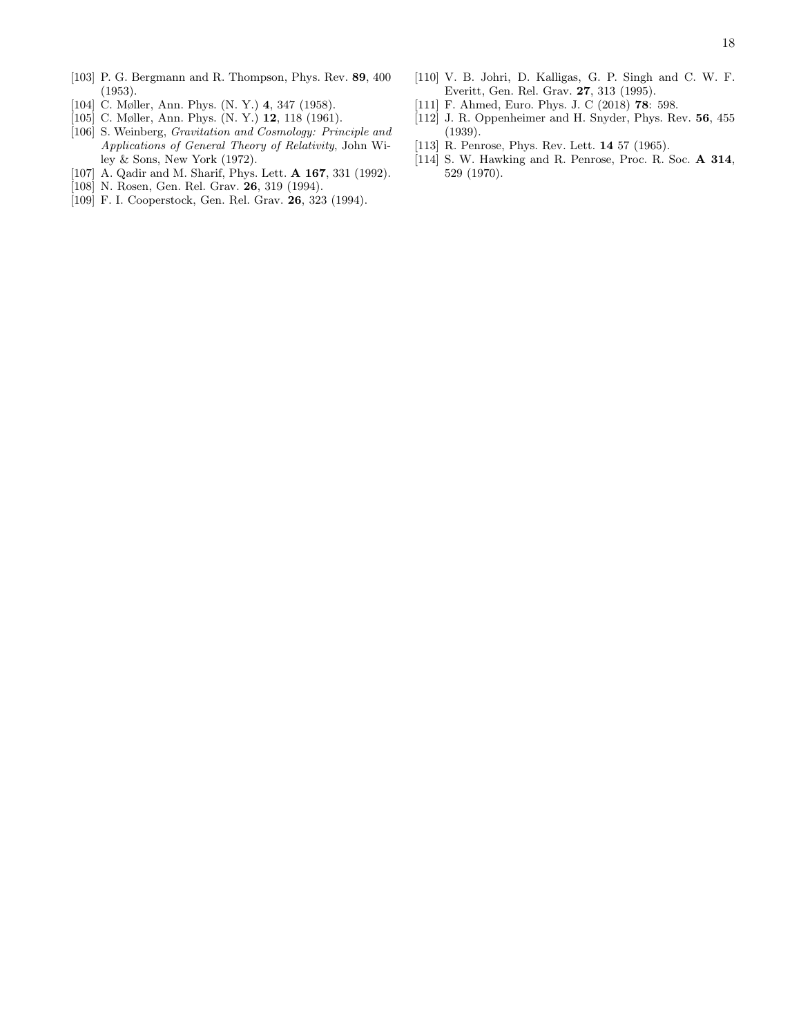[103] P. G. Bergmann and R. Thompson, Phys. Rev. **89**, 400 (1953).

[104] C. Møller, Ann. Phys. (N. Y.) **4**, 347 (1958).

[105] C. Møller, Ann. Phys. (N. Y.) **12**, 118 (1961).

[106] S. Weinberg, *Gravitation and Cosmology: Principle and Applications of General Theory of Relativity*, John Wiley & Sons, New York (1972).

[107] A. Qadir and M. Sharif, Phys. Lett. **A 167**, 331 (1992).

[108] N. Rosen, Gen. Rel. Grav. **26**, 319 (1994).

[109] F. I. Cooperstock, Gen. Rel. Grav. **26**, 323 (1994).

[110] V. B. Johri, D. Kalligas, G. P. Singh and C. W. F. Everitt, Gen. Rel. Grav. **27**, 313 (1995).

[111] F. Ahmed, Euro. Phys. J. C (2018) **78**: 598.

[112] J. R. Oppenheimer and H. Snyder, Phys. Rev. **56**, 455 (1939).

[113] R. Penrose, Phys. Rev. Lett. **14** 57 (1965).

[114] S. W. Hawking and R. Penrose, Proc. R. Soc. **A 314**, 529 (1970).